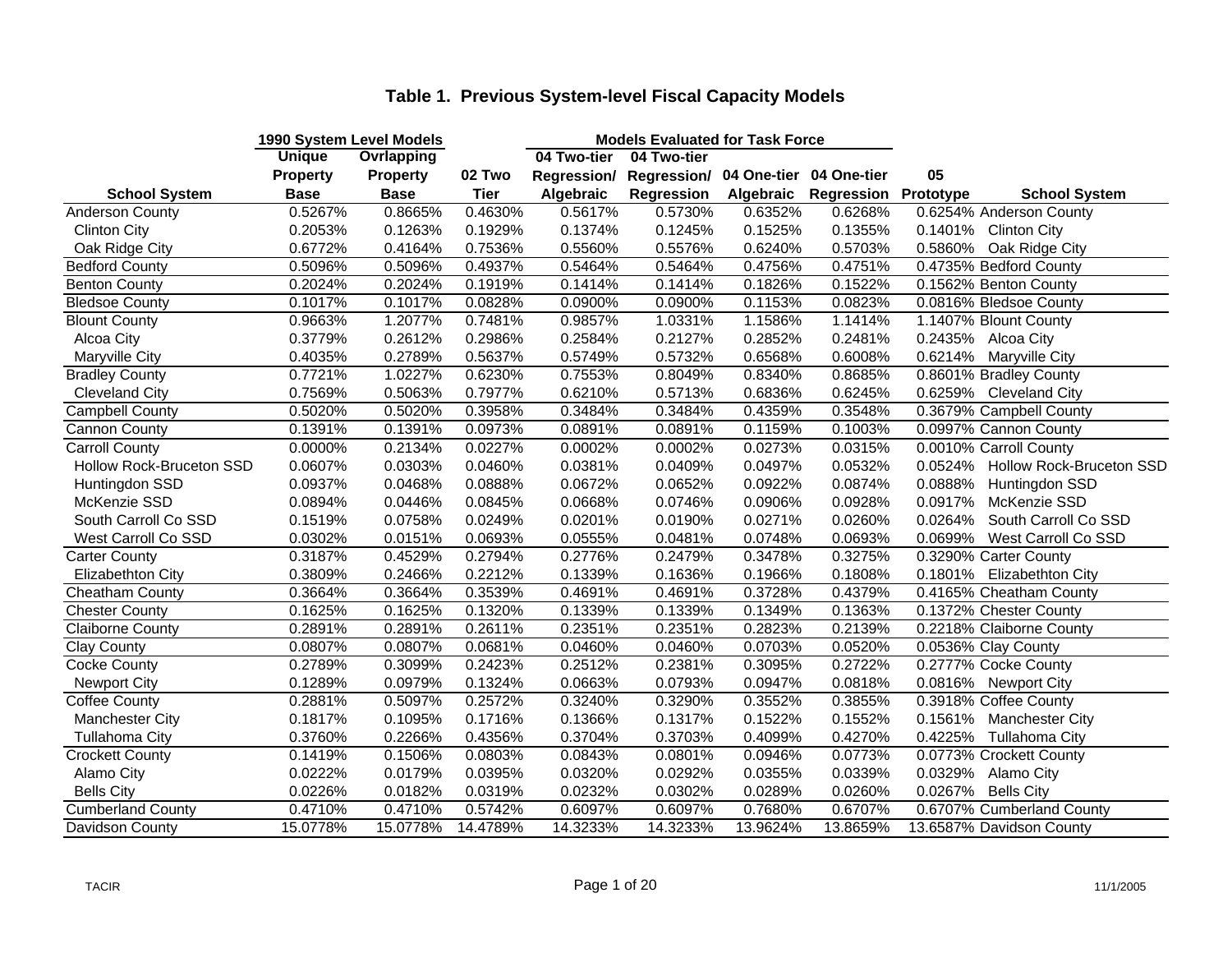## Table 1. Previous System-level Fiscal Capacity Models

| | 1990 System Level Models | | | Models Evaluated for Task Force | | | | | |
|---|---|---|---|---|---|---|---|---|---|
| School System | Unique Property Base | Ovrlapping Property Base | 02 Two Tier | 04 Two-tier Regression/ Algebraic | 04 Two-tier Regression/ Regression | 04 One-tier Algebraic | 04 One-tier Regression | 05 Prototype | School System |
| Anderson County | 0.5267% | 0.8665% | 0.4630% | 0.5617% | 0.5730% | 0.6352% | 0.6268% | 0.6254% | Anderson County |
| Clinton City | 0.2053% | 0.1263% | 0.1929% | 0.1374% | 0.1245% | 0.1525% | 0.1355% | 0.1401% | Clinton City |
| Oak Ridge City | 0.6772% | 0.4164% | 0.7536% | 0.5560% | 0.5576% | 0.6240% | 0.5703% | 0.5860% | Oak Ridge City |
| Bedford County | 0.5096% | 0.5096% | 0.4937% | 0.5464% | 0.5464% | 0.4756% | 0.4751% | 0.4735% | Bedford County |
| Benton County | 0.2024% | 0.2024% | 0.1919% | 0.1414% | 0.1414% | 0.1826% | 0.1522% | 0.1562% | Benton County |
| Bledsoe County | 0.1017% | 0.1017% | 0.0828% | 0.0900% | 0.0900% | 0.1153% | 0.0823% | 0.0816% | Bledsoe County |
| Blount County | 0.9663% | 1.2077% | 0.7481% | 0.9857% | 1.0331% | 1.1586% | 1.1414% | 1.1407% | Blount County |
| Alcoa City | 0.3779% | 0.2612% | 0.2986% | 0.2584% | 0.2127% | 0.2852% | 0.2481% | 0.2435% | Alcoa City |
| Maryville City | 0.4035% | 0.2789% | 0.5637% | 0.5749% | 0.5732% | 0.6568% | 0.6008% | 0.6214% | Maryville City |
| Bradley County | 0.7721% | 1.0227% | 0.6230% | 0.7553% | 0.8049% | 0.8340% | 0.8685% | 0.8601% | Bradley County |
| Cleveland City | 0.7569% | 0.5063% | 0.7977% | 0.6210% | 0.5713% | 0.6836% | 0.6245% | 0.6259% | Cleveland City |
| Campbell County | 0.5020% | 0.5020% | 0.3958% | 0.3484% | 0.3484% | 0.4359% | 0.3548% | 0.3679% | Campbell County |
| Cannon County | 0.1391% | 0.1391% | 0.0973% | 0.0891% | 0.0891% | 0.1159% | 0.1003% | 0.0997% | Cannon County |
| Carroll County | 0.0000% | 0.2134% | 0.0227% | 0.0002% | 0.0002% | 0.0273% | 0.0315% | 0.0010% | Carroll County |
| Hollow Rock-Bruceton SSD | 0.0607% | 0.0303% | 0.0460% | 0.0381% | 0.0409% | 0.0497% | 0.0532% | 0.0524% | Hollow Rock-Bruceton SSD |
| Huntingdon SSD | 0.0937% | 0.0468% | 0.0888% | 0.0672% | 0.0652% | 0.0922% | 0.0874% | 0.0888% | Huntingdon SSD |
| McKenzie SSD | 0.0894% | 0.0446% | 0.0845% | 0.0668% | 0.0746% | 0.0906% | 0.0928% | 0.0917% | McKenzie SSD |
| South Carroll Co SSD | 0.1519% | 0.0758% | 0.0249% | 0.0201% | 0.0190% | 0.0271% | 0.0260% | 0.0264% | South Carroll Co SSD |
| West Carroll Co SSD | 0.0302% | 0.0151% | 0.0693% | 0.0555% | 0.0481% | 0.0748% | 0.0693% | 0.0699% | West Carroll Co SSD |
| Carter County | 0.3187% | 0.4529% | 0.2794% | 0.2776% | 0.2479% | 0.3478% | 0.3275% | 0.3290% | Carter County |
| Elizabethton City | 0.3809% | 0.2466% | 0.2212% | 0.1339% | 0.1636% | 0.1966% | 0.1808% | 0.1801% | Elizabethton City |
| Cheatham County | 0.3664% | 0.3664% | 0.3539% | 0.4691% | 0.4691% | 0.3728% | 0.4379% | 0.4165% | Cheatham County |
| Chester County | 0.1625% | 0.1625% | 0.1320% | 0.1339% | 0.1339% | 0.1349% | 0.1363% | 0.1372% | Chester County |
| Claiborne County | 0.2891% | 0.2891% | 0.2611% | 0.2351% | 0.2351% | 0.2823% | 0.2139% | 0.2218% | Claiborne County |
| Clay County | 0.0807% | 0.0807% | 0.0681% | 0.0460% | 0.0460% | 0.0703% | 0.0520% | 0.0536% | Clay County |
| Cocke County | 0.2789% | 0.3099% | 0.2423% | 0.2512% | 0.2381% | 0.3095% | 0.2722% | 0.2777% | Cocke County |
| Newport City | 0.1289% | 0.0979% | 0.1324% | 0.0663% | 0.0793% | 0.0947% | 0.0818% | 0.0816% | Newport City |
| Coffee County | 0.2881% | 0.5097% | 0.2572% | 0.3240% | 0.3290% | 0.3552% | 0.3855% | 0.3918% | Coffee County |
| Manchester City | 0.1817% | 0.1095% | 0.1716% | 0.1366% | 0.1317% | 0.1522% | 0.1552% | 0.1561% | Manchester City |
| Tullahoma City | 0.3760% | 0.2266% | 0.4356% | 0.3704% | 0.3703% | 0.4099% | 0.4270% | 0.4225% | Tullahoma City |
| Crockett County | 0.1419% | 0.1506% | 0.0803% | 0.0843% | 0.0801% | 0.0946% | 0.0773% | 0.0773% | Crockett County |
| Alamo City | 0.0222% | 0.0179% | 0.0395% | 0.0320% | 0.0292% | 0.0355% | 0.0339% | 0.0329% | Alamo City |
| Bells City | 0.0226% | 0.0182% | 0.0319% | 0.0232% | 0.0302% | 0.0289% | 0.0260% | 0.0267% | Bells City |
| Cumberland County | 0.4710% | 0.4710% | 0.5742% | 0.6097% | 0.6097% | 0.7680% | 0.6707% | 0.6707% | Cumberland County |
| Davidson County | 15.0778% | 15.0778% | 14.4789% | 14.3233% | 14.3233% | 13.9624% | 13.8659% | 13.6587% | Davidson County |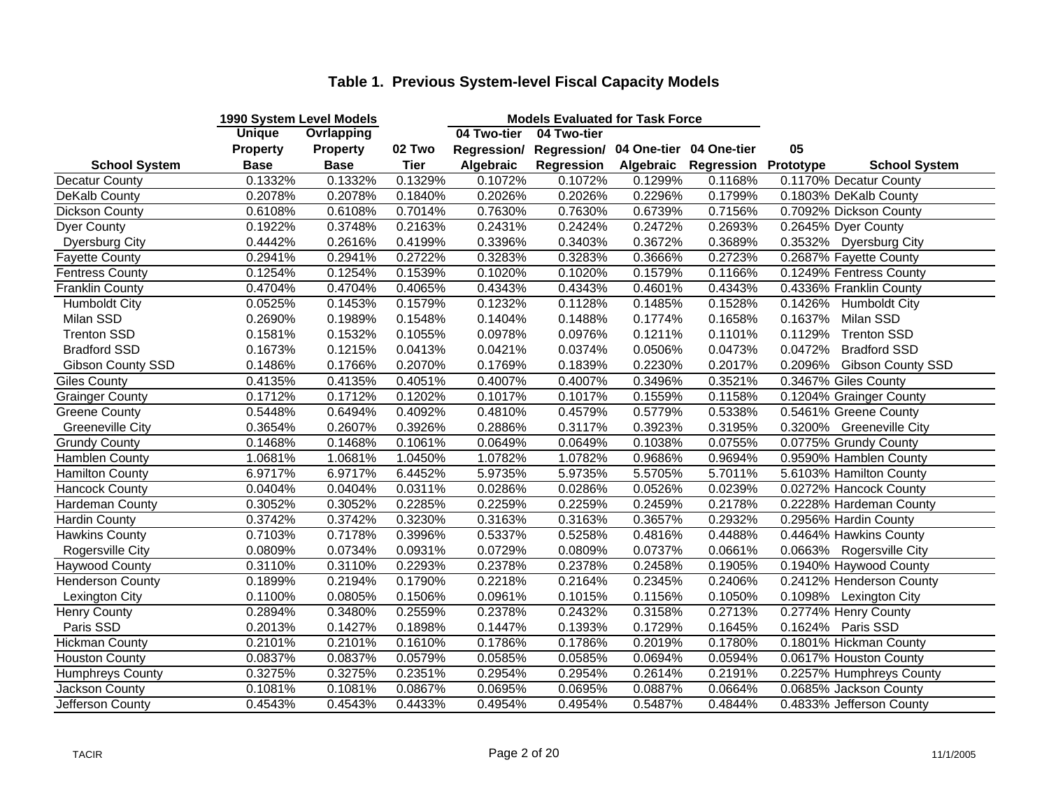## Table 1. Previous System-level Fiscal Capacity Models

| | 1990 System Level Models | | | Models Evaluated for Task Force | | | | | |
|---|---|---|---|---|---|---|---|---|---|
| School System | Unique Property Base | Ovrlapping Property Base | 02 Two Tier | 04 Two-tier Regression/ Algebraic | 04 Two-tier Regression/ Regression | 04 One-tier Algebraic | 04 One-tier Regression | 05 Prototype | School System |
| Decatur County | 0.1332% | 0.1332% | 0.1329% | 0.1072% | 0.1072% | 0.1299% | 0.1168% | 0.1170% | Decatur County |
| DeKalb County | 0.2078% | 0.2078% | 0.1840% | 0.2026% | 0.2026% | 0.2296% | 0.1799% | 0.1803% | DeKalb County |
| Dickson County | 0.6108% | 0.6108% | 0.7014% | 0.7630% | 0.7630% | 0.6739% | 0.7156% | 0.7092% | Dickson County |
| Dyer County | 0.1922% | 0.3748% | 0.2163% | 0.2431% | 0.2424% | 0.2472% | 0.2693% | 0.2645% | Dyer County |
| Dyersburg City | 0.4442% | 0.2616% | 0.4199% | 0.3396% | 0.3403% | 0.3672% | 0.3689% | 0.3532% | Dyersburg City |
| Fayette County | 0.2941% | 0.2941% | 0.2722% | 0.3283% | 0.3283% | 0.3666% | 0.2723% | 0.2687% | Fayette County |
| Fentress County | 0.1254% | 0.1254% | 0.1539% | 0.1020% | 0.1020% | 0.1579% | 0.1166% | 0.1249% | Fentress County |
| Franklin County | 0.4704% | 0.4704% | 0.4065% | 0.4343% | 0.4343% | 0.4601% | 0.4343% | 0.4336% | Franklin County |
| Humboldt City | 0.0525% | 0.1453% | 0.1579% | 0.1232% | 0.1128% | 0.1485% | 0.1528% | 0.1426% | Humboldt City |
| Milan SSD | 0.2690% | 0.1989% | 0.1548% | 0.1404% | 0.1488% | 0.1774% | 0.1658% | 0.1637% | Milan SSD |
| Trenton SSD | 0.1581% | 0.1532% | 0.1055% | 0.0978% | 0.0976% | 0.1211% | 0.1101% | 0.1129% | Trenton SSD |
| Bradford SSD | 0.1673% | 0.1215% | 0.0413% | 0.0421% | 0.0374% | 0.0506% | 0.0473% | 0.0472% | Bradford SSD |
| Gibson County SSD | 0.1486% | 0.1766% | 0.2070% | 0.1769% | 0.1839% | 0.2230% | 0.2017% | 0.2096% | Gibson County SSD |
| Giles County | 0.4135% | 0.4135% | 0.4051% | 0.4007% | 0.4007% | 0.3496% | 0.3521% | 0.3467% | Giles County |
| Grainger County | 0.1712% | 0.1712% | 0.1202% | 0.1017% | 0.1017% | 0.1559% | 0.1158% | 0.1204% | Grainger County |
| Greene County | 0.5448% | 0.6494% | 0.4092% | 0.4810% | 0.4579% | 0.5779% | 0.5338% | 0.5461% | Greene County |
| Greeneville City | 0.3654% | 0.2607% | 0.3926% | 0.2886% | 0.3117% | 0.3923% | 0.3195% | 0.3200% | Greeneville City |
| Grundy County | 0.1468% | 0.1468% | 0.1061% | 0.0649% | 0.0649% | 0.1038% | 0.0755% | 0.0775% | Grundy County |
| Hamblen County | 1.0681% | 1.0681% | 1.0450% | 1.0782% | 1.0782% | 0.9686% | 0.9694% | 0.9590% | Hamblen County |
| Hamilton County | 6.9717% | 6.9717% | 6.4452% | 5.9735% | 5.9735% | 5.5705% | 5.7011% | 5.6103% | Hamilton County |
| Hancock County | 0.0404% | 0.0404% | 0.0311% | 0.0286% | 0.0286% | 0.0526% | 0.0239% | 0.0272% | Hancock County |
| Hardeman County | 0.3052% | 0.3052% | 0.2285% | 0.2259% | 0.2259% | 0.2459% | 0.2178% | 0.2228% | Hardeman County |
| Hardin County | 0.3742% | 0.3742% | 0.3230% | 0.3163% | 0.3163% | 0.3657% | 0.2932% | 0.2956% | Hardin County |
| Hawkins County | 0.7103% | 0.7178% | 0.3996% | 0.5337% | 0.5258% | 0.4816% | 0.4488% | 0.4464% | Hawkins County |
| Rogersville City | 0.0809% | 0.0734% | 0.0931% | 0.0729% | 0.0809% | 0.0737% | 0.0661% | 0.0663% | Rogersville City |
| Haywood County | 0.3110% | 0.3110% | 0.2293% | 0.2378% | 0.2378% | 0.2458% | 0.1905% | 0.1940% | Haywood County |
| Henderson County | 0.1899% | 0.2194% | 0.1790% | 0.2218% | 0.2164% | 0.2345% | 0.2406% | 0.2412% | Henderson County |
| Lexington City | 0.1100% | 0.0805% | 0.1506% | 0.0961% | 0.1015% | 0.1156% | 0.1050% | 0.1098% | Lexington City |
| Henry County | 0.2894% | 0.3480% | 0.2559% | 0.2378% | 0.2432% | 0.3158% | 0.2713% | 0.2774% | Henry County |
| Paris SSD | 0.2013% | 0.1427% | 0.1898% | 0.1447% | 0.1393% | 0.1729% | 0.1645% | 0.1624% | Paris SSD |
| Hickman County | 0.2101% | 0.2101% | 0.1610% | 0.1786% | 0.1786% | 0.2019% | 0.1780% | 0.1801% | Hickman County |
| Houston County | 0.0837% | 0.0837% | 0.0579% | 0.0585% | 0.0585% | 0.0694% | 0.0594% | 0.0617% | Houston County |
| Humphreys County | 0.3275% | 0.3275% | 0.2351% | 0.2954% | 0.2954% | 0.2614% | 0.2191% | 0.2257% | Humphreys County |
| Jackson County | 0.1081% | 0.1081% | 0.0867% | 0.0695% | 0.0695% | 0.0887% | 0.0664% | 0.0685% | Jackson County |
| Jefferson County | 0.4543% | 0.4543% | 0.4433% | 0.4954% | 0.4954% | 0.5487% | 0.4844% | 0.4833% | Jefferson County |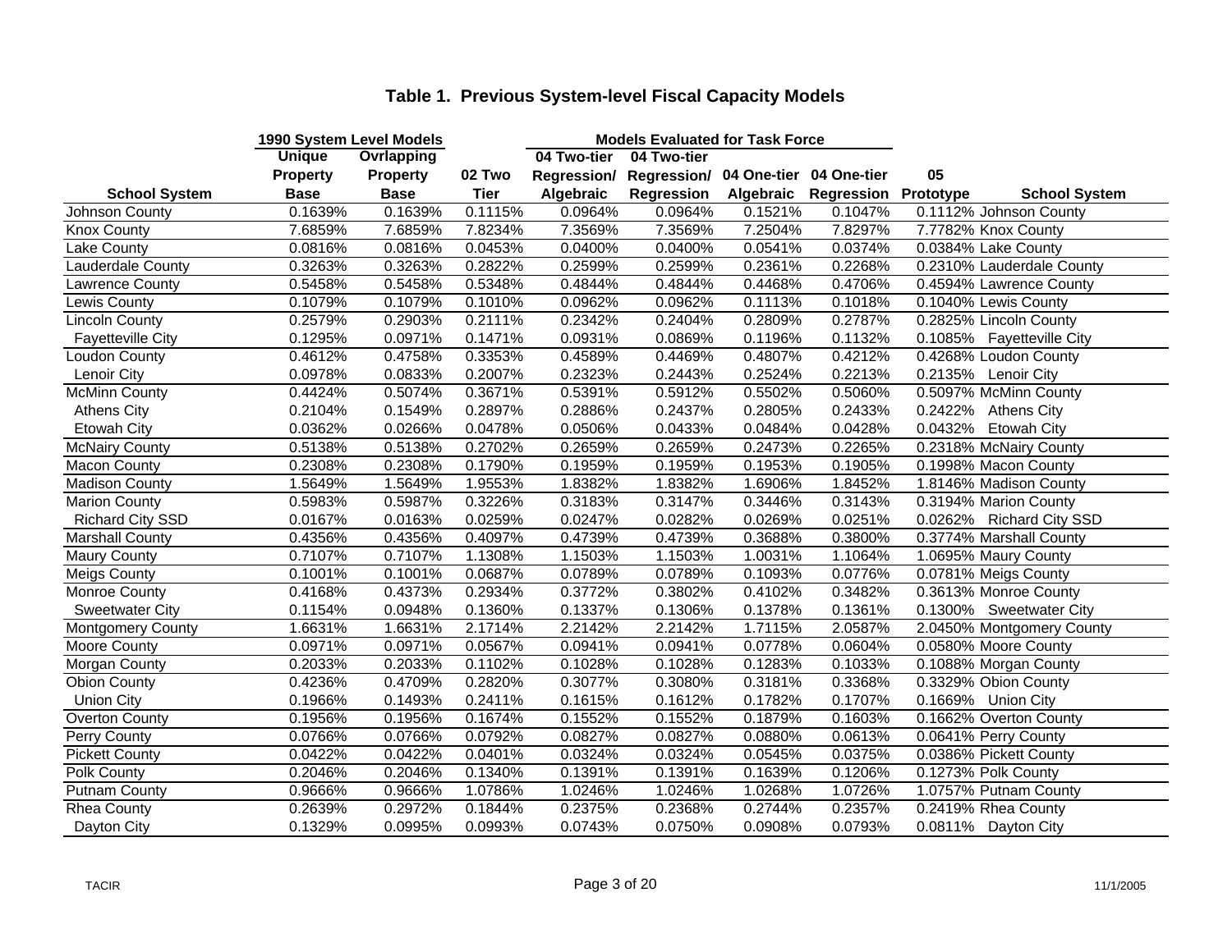# Table 1. Previous System-level Fiscal Capacity Models

| | 1990 System Level Models | | | Models Evaluated for Task Force | | | | | |
|---|---|---|---|---|---|---|---|---|---|
| School System | Unique Property Base | Ovrlapping Property Base | 02 Two Tier | 04 Two-tier Regression/ Algebraic | 04 Two-tier Regression/ Regression | 04 One-tier Algebraic | 04 One-tier Regression | 05 Prototype | School System |
| Johnson County | 0.1639% | 0.1639% | 0.1115% | 0.0964% | 0.0964% | 0.1521% | 0.1047% | 0.1112% | Johnson County |
| Knox County | 7.6859% | 7.6859% | 7.8234% | 7.3569% | 7.3569% | 7.2504% | 7.8297% | 7.7782% | Knox County |
| Lake County | 0.0816% | 0.0816% | 0.0453% | 0.0400% | 0.0400% | 0.0541% | 0.0374% | 0.0384% | Lake County |
| Lauderdale County | 0.3263% | 0.3263% | 0.2822% | 0.2599% | 0.2599% | 0.2361% | 0.2268% | 0.2310% | Lauderdale County |
| Lawrence County | 0.5458% | 0.5458% | 0.5348% | 0.4844% | 0.4844% | 0.4468% | 0.4706% | 0.4594% | Lawrence County |
| Lewis County | 0.1079% | 0.1079% | 0.1010% | 0.0962% | 0.0962% | 0.1113% | 0.1018% | 0.1040% | Lewis County |
| Lincoln County | 0.2579% | 0.2903% | 0.2111% | 0.2342% | 0.2404% | 0.2809% | 0.2787% | 0.2825% | Lincoln County |
| Fayetteville City | 0.1295% | 0.0971% | 0.1471% | 0.0931% | 0.0869% | 0.1196% | 0.1132% | 0.1085% | Fayetteville City |
| Loudon County | 0.4612% | 0.4758% | 0.3353% | 0.4589% | 0.4469% | 0.4807% | 0.4212% | 0.4268% | Loudon County |
| Lenoir City | 0.0978% | 0.0833% | 0.2007% | 0.2323% | 0.2443% | 0.2524% | 0.2213% | 0.2135% | Lenoir City |
| McMinn County | 0.4424% | 0.5074% | 0.3671% | 0.5391% | 0.5912% | 0.5502% | 0.5060% | 0.5097% | McMinn County |
| Athens City | 0.2104% | 0.1549% | 0.2897% | 0.2886% | 0.2437% | 0.2805% | 0.2433% | 0.2422% | Athens City |
| Etowah City | 0.0362% | 0.0266% | 0.0478% | 0.0506% | 0.0433% | 0.0484% | 0.0428% | 0.0432% | Etowah City |
| McNairy County | 0.5138% | 0.5138% | 0.2702% | 0.2659% | 0.2659% | 0.2473% | 0.2265% | 0.2318% | McNairy County |
| Macon County | 0.2308% | 0.2308% | 0.1790% | 0.1959% | 0.1959% | 0.1953% | 0.1905% | 0.1998% | Macon County |
| Madison County | 1.5649% | 1.5649% | 1.9553% | 1.8382% | 1.8382% | 1.6906% | 1.8452% | 1.8146% | Madison County |
| Marion County | 0.5983% | 0.5987% | 0.3226% | 0.3183% | 0.3147% | 0.3446% | 0.3143% | 0.3194% | Marion County |
| Richard City SSD | 0.0167% | 0.0163% | 0.0259% | 0.0247% | 0.0282% | 0.0269% | 0.0251% | 0.0262% | Richard City SSD |
| Marshall County | 0.4356% | 0.4356% | 0.4097% | 0.4739% | 0.4739% | 0.3688% | 0.3800% | 0.3774% | Marshall County |
| Maury County | 0.7107% | 0.7107% | 1.1308% | 1.1503% | 1.1503% | 1.0031% | 1.1064% | 1.0695% | Maury County |
| Meigs County | 0.1001% | 0.1001% | 0.0687% | 0.0789% | 0.0789% | 0.1093% | 0.0776% | 0.0781% | Meigs County |
| Monroe County | 0.4168% | 0.4373% | 0.2934% | 0.3772% | 0.3802% | 0.4102% | 0.3482% | 0.3613% | Monroe County |
| Sweetwater City | 0.1154% | 0.0948% | 0.1360% | 0.1337% | 0.1306% | 0.1378% | 0.1361% | 0.1300% | Sweetwater City |
| Montgomery County | 1.6631% | 1.6631% | 2.1714% | 2.2142% | 2.2142% | 1.7115% | 2.0587% | 2.0450% | Montgomery County |
| Moore County | 0.0971% | 0.0971% | 0.0567% | 0.0941% | 0.0941% | 0.0778% | 0.0604% | 0.0580% | Moore County |
| Morgan County | 0.2033% | 0.2033% | 0.1102% | 0.1028% | 0.1028% | 0.1283% | 0.1033% | 0.1088% | Morgan County |
| Obion County | 0.4236% | 0.4709% | 0.2820% | 0.3077% | 0.3080% | 0.3181% | 0.3368% | 0.3329% | Obion County |
| Union City | 0.1966% | 0.1493% | 0.2411% | 0.1615% | 0.1612% | 0.1782% | 0.1707% | 0.1669% | Union City |
| Overton County | 0.1956% | 0.1956% | 0.1674% | 0.1552% | 0.1552% | 0.1879% | 0.1603% | 0.1662% | Overton County |
| Perry County | 0.0766% | 0.0766% | 0.0792% | 0.0827% | 0.0827% | 0.0880% | 0.0613% | 0.0641% | Perry County |
| Pickett County | 0.0422% | 0.0422% | 0.0401% | 0.0324% | 0.0324% | 0.0545% | 0.0375% | 0.0386% | Pickett County |
| Polk County | 0.2046% | 0.2046% | 0.1340% | 0.1391% | 0.1391% | 0.1639% | 0.1206% | 0.1273% | Polk County |
| Putnam County | 0.9666% | 0.9666% | 1.0786% | 1.0246% | 1.0246% | 1.0268% | 1.0726% | 1.0757% | Putnam County |
| Rhea County | 0.2639% | 0.2972% | 0.1844% | 0.2375% | 0.2368% | 0.2744% | 0.2357% | 0.2419% | Rhea County |
| Dayton City | 0.1329% | 0.0995% | 0.0993% | 0.0743% | 0.0750% | 0.0908% | 0.0793% | 0.0811% | Dayton City |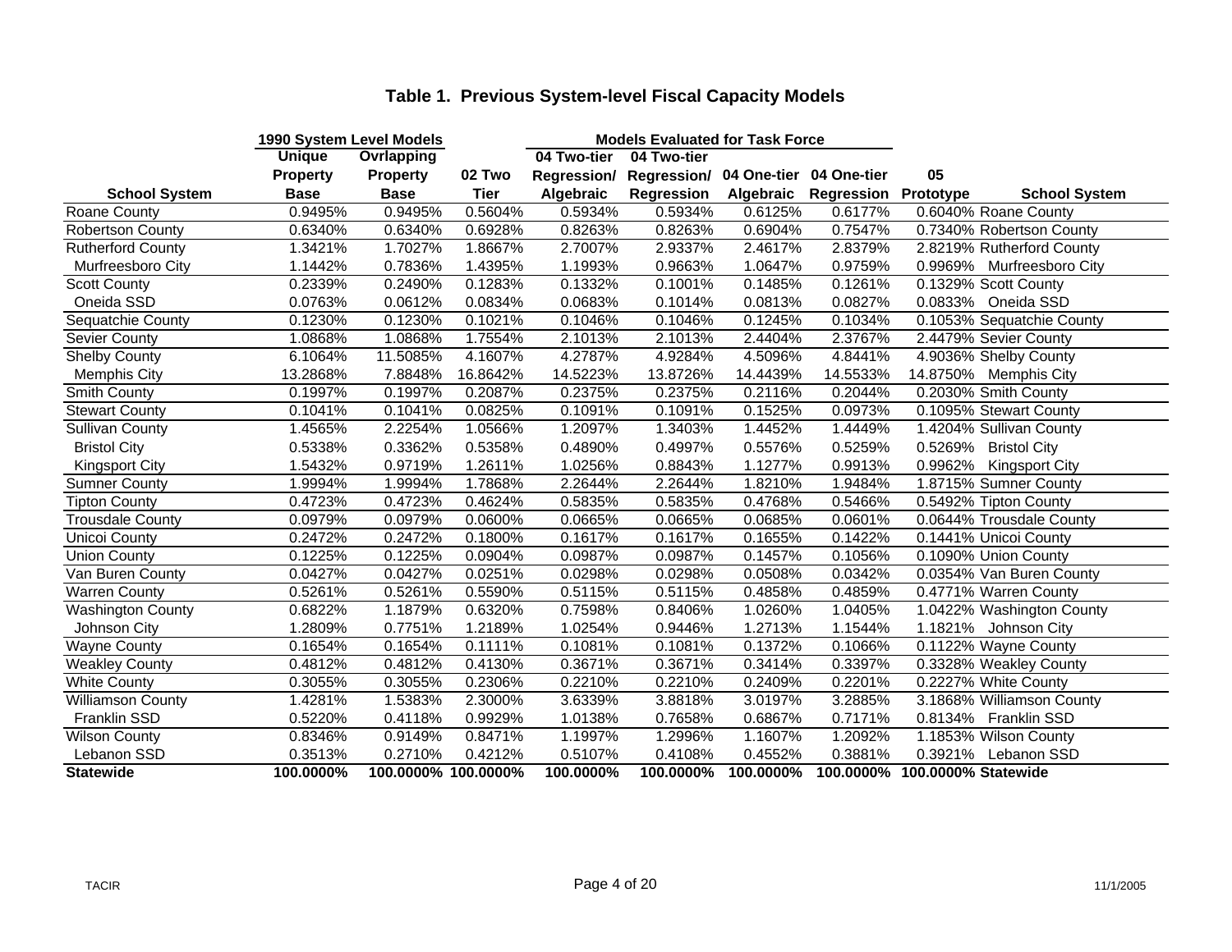## Table 1. Previous System-level Fiscal Capacity Models

| | 1990 System Level Models | | | Models Evaluated for Task Force | | | | | |
|---|---|---|---|---|---|---|---|---|---|
| **School System** | **Unique Property Base** | **Ovrlapping Property Base** | **02 Two Tier** | **04 Two-tier Regression/ Algebraic** | **04 Two-tier Regression/ Regression** | **04 One-tier Algebraic** | **04 One-tier Regression** | **05 Prototype** | **School System** |
| Roane County | 0.9495% | 0.9495% | 0.5604% | 0.5934% | 0.5934% | 0.6125% | 0.6177% | 0.6040% | Roane County |
| Robertson County | 0.6340% | 0.6340% | 0.6928% | 0.8263% | 0.8263% | 0.6904% | 0.7547% | 0.7340% | Robertson County |
| Rutherford County | 1.3421% | 1.7027% | 1.8667% | 2.7007% | 2.9337% | 2.4617% | 2.8379% | 2.8219% | Rutherford County |
| Murfreesboro City | 1.1442% | 0.7836% | 1.4395% | 1.1993% | 0.9663% | 1.0647% | 0.9759% | 0.9969% | Murfreesboro City |
| Scott County | 0.2339% | 0.2490% | 0.1283% | 0.1332% | 0.1001% | 0.1485% | 0.1261% | 0.1329% | Scott County |
| Oneida SSD | 0.0763% | 0.0612% | 0.0834% | 0.0683% | 0.1014% | 0.0813% | 0.0827% | 0.0833% | Oneida SSD |
| Sequatchie County | 0.1230% | 0.1230% | 0.1021% | 0.1046% | 0.1046% | 0.1245% | 0.1034% | 0.1053% | Sequatchie County |
| Sevier County | 1.0868% | 1.0868% | 1.7554% | 2.1013% | 2.1013% | 2.4404% | 2.3767% | 2.4479% | Sevier County |
| Shelby County | 6.1064% | 11.5085% | 4.1607% | 4.2787% | 4.9284% | 4.5096% | 4.8441% | 4.9036% | Shelby County |
| Memphis City | 13.2868% | 7.8848% | 16.8642% | 14.5223% | 13.8726% | 14.4439% | 14.5533% | 14.8750% | Memphis City |
| Smith County | 0.1997% | 0.1997% | 0.2087% | 0.2375% | 0.2375% | 0.2116% | 0.2044% | 0.2030% | Smith County |
| Stewart County | 0.1041% | 0.1041% | 0.0825% | 0.1091% | 0.1091% | 0.1525% | 0.0973% | 0.1095% | Stewart County |
| Sullivan County | 1.4565% | 2.2254% | 1.0566% | 1.2097% | 1.3403% | 1.4452% | 1.4449% | 1.4204% | Sullivan County |
| Bristol City | 0.5338% | 0.3362% | 0.5358% | 0.4890% | 0.4997% | 0.5576% | 0.5259% | 0.5269% | Bristol City |
| Kingsport City | 1.5432% | 0.9719% | 1.2611% | 1.0256% | 0.8843% | 1.1277% | 0.9913% | 0.9962% | Kingsport City |
| Sumner County | 1.9994% | 1.9994% | 1.7868% | 2.2644% | 2.2644% | 1.8210% | 1.9484% | 1.8715% | Sumner County |
| Tipton County | 0.4723% | 0.4723% | 0.4624% | 0.5835% | 0.5835% | 0.4768% | 0.5466% | 0.5492% | Tipton County |
| Trousdale County | 0.0979% | 0.0979% | 0.0600% | 0.0665% | 0.0665% | 0.0685% | 0.0601% | 0.0644% | Trousdale County |
| Unicoi County | 0.2472% | 0.2472% | 0.1800% | 0.1617% | 0.1617% | 0.1655% | 0.1422% | 0.1441% | Unicoi County |
| Union County | 0.1225% | 0.1225% | 0.0904% | 0.0987% | 0.0987% | 0.1457% | 0.1056% | 0.1090% | Union County |
| Van Buren County | 0.0427% | 0.0427% | 0.0251% | 0.0298% | 0.0298% | 0.0508% | 0.0342% | 0.0354% | Van Buren County |
| Warren County | 0.5261% | 0.5261% | 0.5590% | 0.5115% | 0.5115% | 0.4858% | 0.4859% | 0.4771% | Warren County |
| Washington County | 0.6822% | 1.1879% | 0.6320% | 0.7598% | 0.8406% | 1.0260% | 1.0405% | 1.0422% | Washington County |
| Johnson City | 1.2809% | 0.7751% | 1.2189% | 1.0254% | 0.9446% | 1.2713% | 1.1544% | 1.1821% | Johnson City |
| Wayne County | 0.1654% | 0.1654% | 0.1111% | 0.1081% | 0.1081% | 0.1372% | 0.1066% | 0.1122% | Wayne County |
| Weakley County | 0.4812% | 0.4812% | 0.4130% | 0.3671% | 0.3671% | 0.3414% | 0.3397% | 0.3328% | Weakley County |
| White County | 0.3055% | 0.3055% | 0.2306% | 0.2210% | 0.2210% | 0.2409% | 0.2201% | 0.2227% | White County |
| Williamson County | 1.4281% | 1.5383% | 2.3000% | 3.6339% | 3.8818% | 3.0197% | 3.2885% | 3.1868% | Williamson County |
| Franklin SSD | 0.5220% | 0.4118% | 0.9929% | 1.0138% | 0.7658% | 0.6867% | 0.7171% | 0.8134% | Franklin SSD |
| Wilson County | 0.8346% | 0.9149% | 0.8471% | 1.1997% | 1.2996% | 1.1607% | 1.2092% | 1.1853% | Wilson County |
| Lebanon SSD | 0.3513% | 0.2710% | 0.4212% | 0.5107% | 0.4108% | 0.4552% | 0.3881% | 0.3921% | Lebanon SSD |
| **Statewide** | **100.0000%** | **100.0000%** | **100.0000%** | **100.0000%** | **100.0000%** | **100.0000%** | **100.0000%** | **100.0000%** | **Statewide** |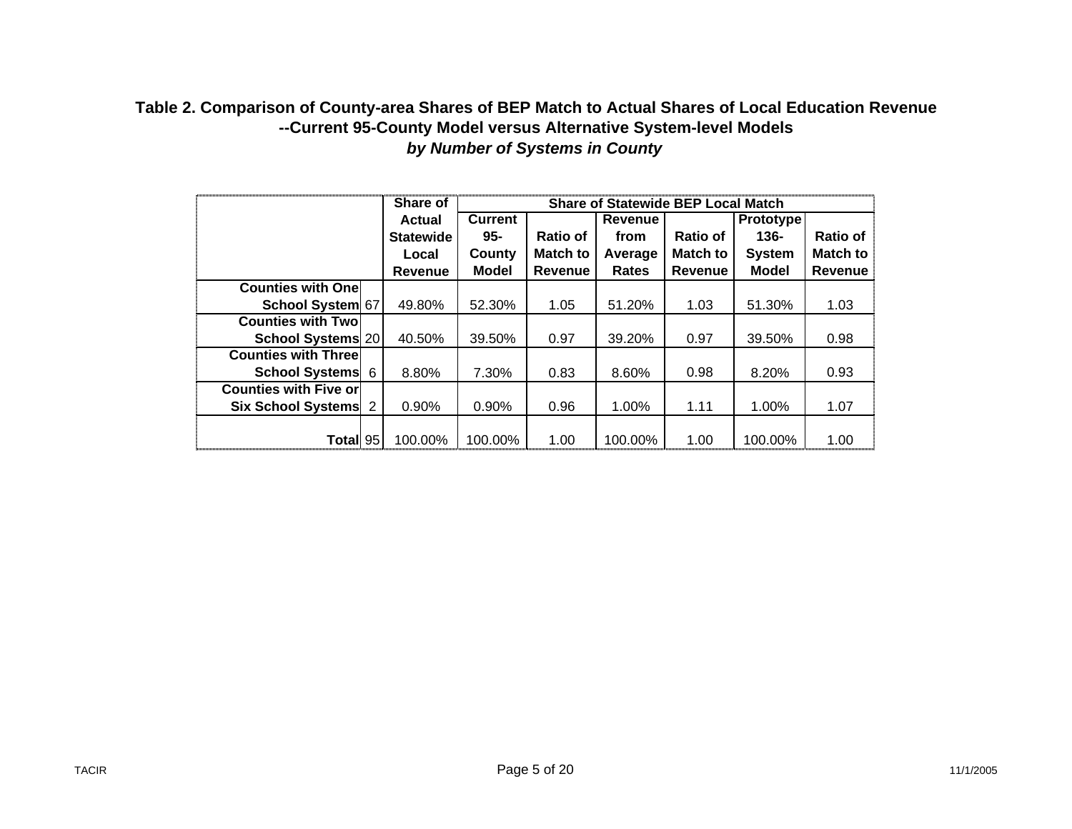**Table 2. Comparison of County-area Shares of BEP Match to Actual Shares of Local Education Revenue --Current 95-County Model versus Alternative System-level Models**

***by Number of Systems in County***

| | | Share of Actual Statewide Local Revenue | Share of Statewide BEP Local Match | | | | | |
|---|---|---|---|---|---|---|---|---|
| | | | Current 95-County Model | Ratio of Match to Revenue | Revenue from Average Rates | Ratio of Match to Revenue | Prototype 136-System Model | Ratio of Match to Revenue |
| **Counties with One School System** | 67 | 49.80% | 52.30% | 1.05 | 51.20% | 1.03 | 51.30% | 1.03 |
| **Counties with Two School Systems** | 20 | 40.50% | 39.50% | 0.97 | 39.20% | 0.97 | 39.50% | 0.98 |
| **Counties with Three School Systems** | 6 | 8.80% | 7.30% | 0.83 | 8.60% | 0.98 | 8.20% | 0.93 |
| **Counties with Five or Six School Systems** | 2 | 0.90% | 0.90% | 0.96 | 1.00% | 1.11 | 1.00% | 1.07 |
| **Total** | 95 | 100.00% | 100.00% | 1.00 | 100.00% | 1.00 | 100.00% | 1.00 |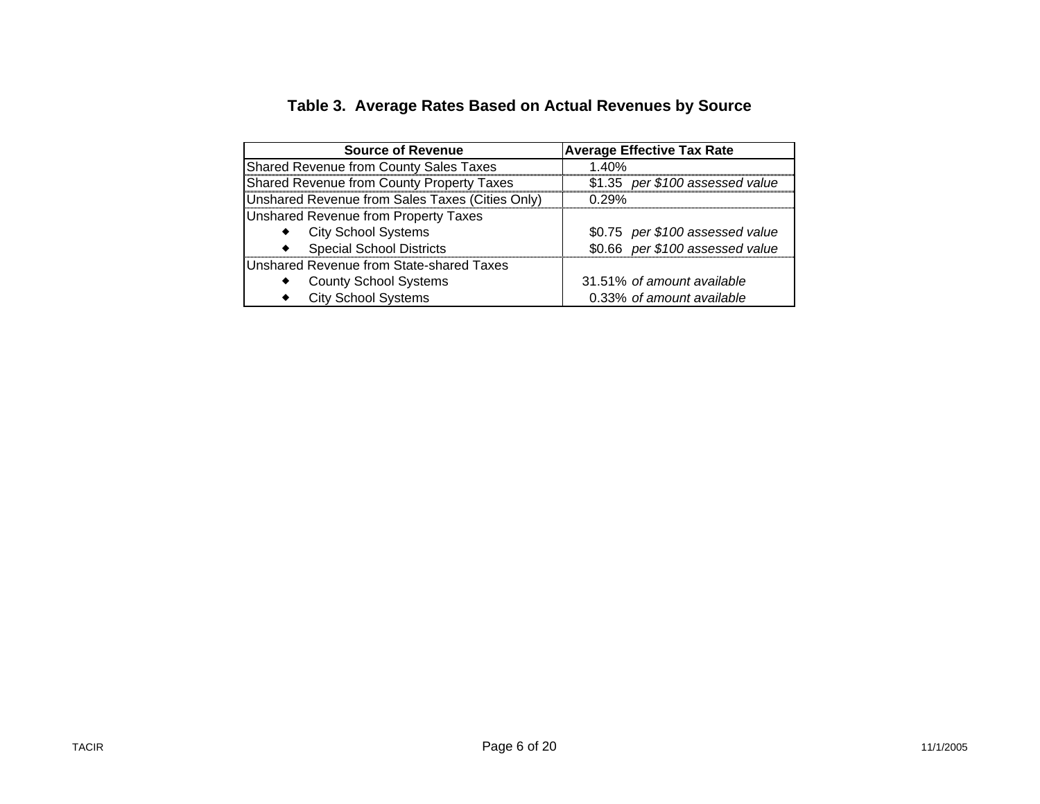## Table 3. Average Rates Based on Actual Revenues by Source

| Source of Revenue | Average Effective Tax Rate |
|---|---|
| Shared Revenue from County Sales Taxes | 1.40% |
| Shared Revenue from County Property Taxes | $1.35 *per $100 assessed value* |
| Unshared Revenue from Sales Taxes (Cities Only) | 0.29% |
| Unshared Revenue from Property Taxes | |
| ◆ City School Systems | $0.75 *per $100 assessed value* |
| ◆ Special School Districts | $0.66 *per $100 assessed value* |
| Unshared Revenue from State-shared Taxes | |
| ◆ County School Systems | 31.51% *of amount available* |
| ◆ City School Systems | 0.33% *of amount available* |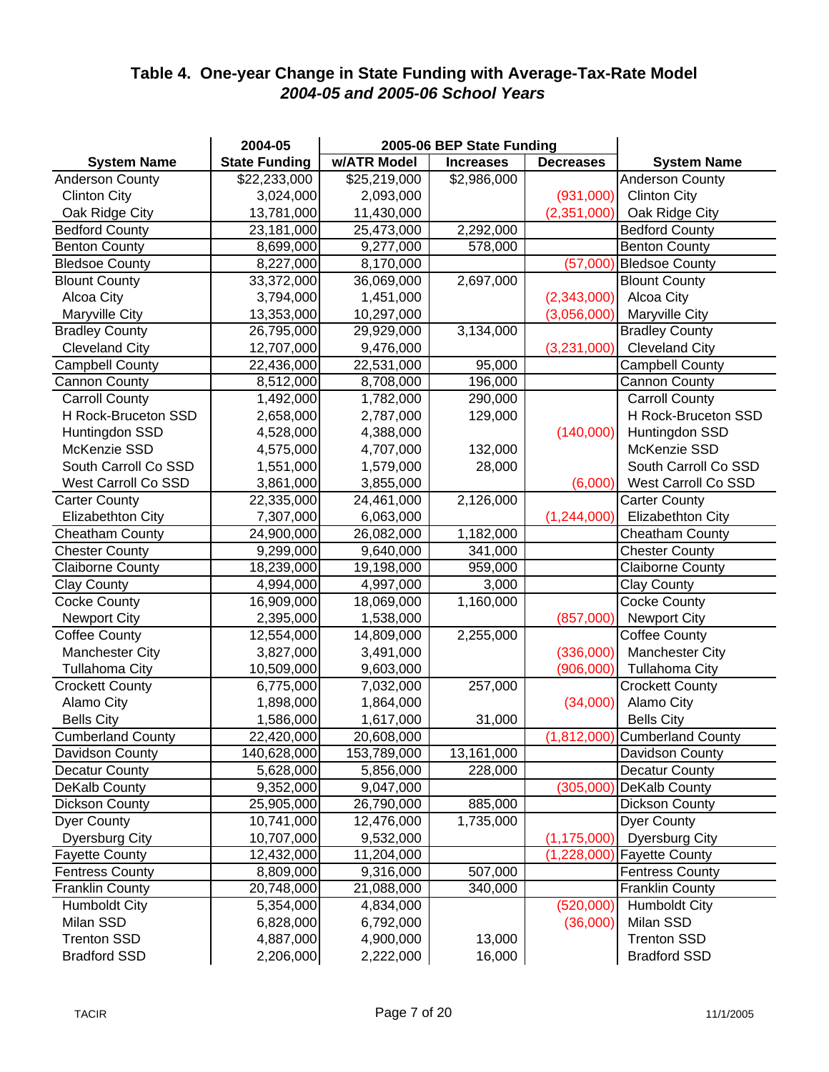## Table 4. One-year Change in State Funding with Average-Tax-Rate Model

### *2004-05 and 2005-06 School Years*

| System Name | 2004-05 State Funding | 2005-06 BEP State Funding w/ATR Model | Increases | Decreases | System Name |
|---|---|---|---|---|---|
| Anderson County | $22,233,000 | $25,219,000 | $2,986,000 | | Anderson County |
| Clinton City | 3,024,000 | 2,093,000 | | (931,000) | Clinton City |
| Oak Ridge City | 13,781,000 | 11,430,000 | | (2,351,000) | Oak Ridge City |
| Bedford County | 23,181,000 | 25,473,000 | 2,292,000 | | Bedford County |
| Benton County | 8,699,000 | 9,277,000 | 578,000 | | Benton County |
| Bledsoe County | 8,227,000 | 8,170,000 | | (57,000) | Bledsoe County |
| Blount County | 33,372,000 | 36,069,000 | 2,697,000 | | Blount County |
| Alcoa City | 3,794,000 | 1,451,000 | | (2,343,000) | Alcoa City |
| Maryville City | 13,353,000 | 10,297,000 | | (3,056,000) | Maryville City |
| Bradley County | 26,795,000 | 29,929,000 | 3,134,000 | | Bradley County |
| Cleveland City | 12,707,000 | 9,476,000 | | (3,231,000) | Cleveland City |
| Campbell County | 22,436,000 | 22,531,000 | 95,000 | | Campbell County |
| Cannon County | 8,512,000 | 8,708,000 | 196,000 | | Cannon County |
| Carroll County | 1,492,000 | 1,782,000 | 290,000 | | Carroll County |
| H Rock-Bruceton SSD | 2,658,000 | 2,787,000 | 129,000 | | H Rock-Bruceton SSD |
| Huntingdon SSD | 4,528,000 | 4,388,000 | | (140,000) | Huntingdon SSD |
| McKenzie SSD | 4,575,000 | 4,707,000 | 132,000 | | McKenzie SSD |
| South Carroll Co SSD | 1,551,000 | 1,579,000 | 28,000 | | South Carroll Co SSD |
| West Carroll Co SSD | 3,861,000 | 3,855,000 | | (6,000) | West Carroll Co SSD |
| Carter County | 22,335,000 | 24,461,000 | 2,126,000 | | Carter County |
| Elizabethton City | 7,307,000 | 6,063,000 | | (1,244,000) | Elizabethton City |
| Cheatham County | 24,900,000 | 26,082,000 | 1,182,000 | | Cheatham County |
| Chester County | 9,299,000 | 9,640,000 | 341,000 | | Chester County |
| Claiborne County | 18,239,000 | 19,198,000 | 959,000 | | Claiborne County |
| Clay County | 4,994,000 | 4,997,000 | 3,000 | | Clay County |
| Cocke County | 16,909,000 | 18,069,000 | 1,160,000 | | Cocke County |
| Newport City | 2,395,000 | 1,538,000 | | (857,000) | Newport City |
| Coffee County | 12,554,000 | 14,809,000 | 2,255,000 | | Coffee County |
| Manchester City | 3,827,000 | 3,491,000 | | (336,000) | Manchester City |
| Tullahoma City | 10,509,000 | 9,603,000 | | (906,000) | Tullahoma City |
| Crockett County | 6,775,000 | 7,032,000 | 257,000 | | Crockett County |
| Alamo City | 1,898,000 | 1,864,000 | | (34,000) | Alamo City |
| Bells City | 1,586,000 | 1,617,000 | 31,000 | | Bells City |
| Cumberland County | 22,420,000 | 20,608,000 | | (1,812,000) | Cumberland County |
| Davidson County | 140,628,000 | 153,789,000 | 13,161,000 | | Davidson County |
| Decatur County | 5,628,000 | 5,856,000 | 228,000 | | Decatur County |
| DeKalb County | 9,352,000 | 9,047,000 | | (305,000) | DeKalb County |
| Dickson County | 25,905,000 | 26,790,000 | 885,000 | | Dickson County |
| Dyer County | 10,741,000 | 12,476,000 | 1,735,000 | | Dyer County |
| Dyersburg City | 10,707,000 | 9,532,000 | | (1,175,000) | Dyersburg City |
| Fayette County | 12,432,000 | 11,204,000 | | (1,228,000) | Fayette County |
| Fentress County | 8,809,000 | 9,316,000 | 507,000 | | Fentress County |
| Franklin County | 20,748,000 | 21,088,000 | 340,000 | | Franklin County |
| Humboldt City | 5,354,000 | 4,834,000 | | (520,000) | Humboldt City |
| Milan SSD | 6,828,000 | 6,792,000 | | (36,000) | Milan SSD |
| Trenton SSD | 4,887,000 | 4,900,000 | 13,000 | | Trenton SSD |
| Bradford SSD | 2,206,000 | 2,222,000 | 16,000 | | Bradford SSD |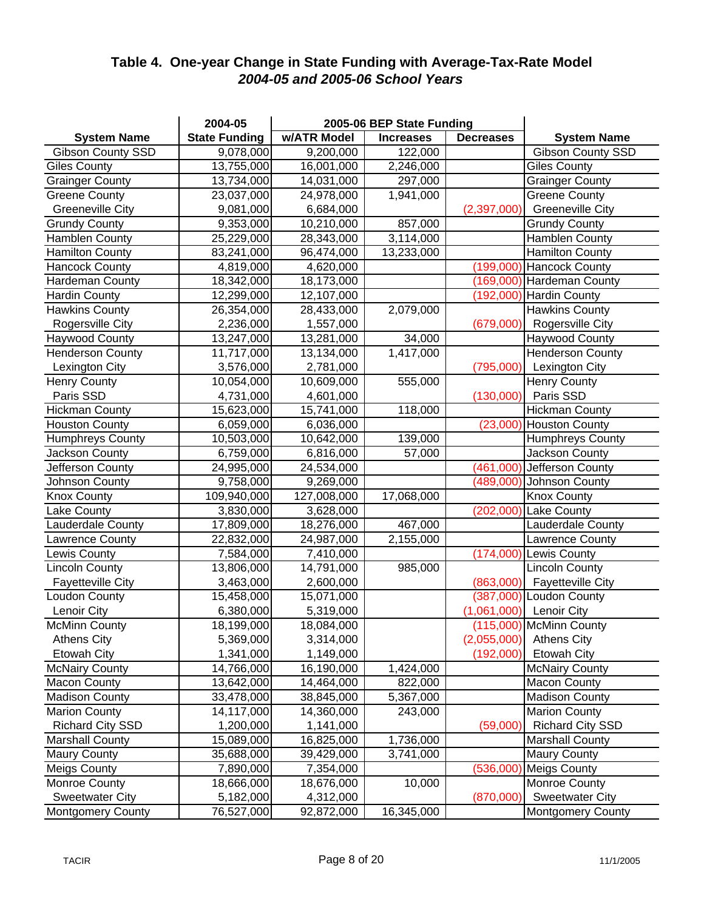## Table 4. One-year Change in State Funding with Average-Tax-Rate Model
### *2004-05 and 2005-06 School Years*

| System Name | 2004-05 State Funding | 2005-06 BEP State Funding w/ATR Model | Increases | Decreases | System Name |
|---|---|---|---|---|---|
| Gibson County SSD | 9,078,000 | 9,200,000 | 122,000 | | Gibson County SSD |
| Giles County | 13,755,000 | 16,001,000 | 2,246,000 | | Giles County |
| Grainger County | 13,734,000 | 14,031,000 | 297,000 | | Grainger County |
| Greene County | 23,037,000 | 24,978,000 | 1,941,000 | | Greene County |
| Greeneville City | 9,081,000 | 6,684,000 | | (2,397,000) | Greeneville City |
| Grundy County | 9,353,000 | 10,210,000 | 857,000 | | Grundy County |
| Hamblen County | 25,229,000 | 28,343,000 | 3,114,000 | | Hamblen County |
| Hamilton County | 83,241,000 | 96,474,000 | 13,233,000 | | Hamilton County |
| Hancock County | 4,819,000 | 4,620,000 | | (199,000) | Hancock County |
| Hardeman County | 18,342,000 | 18,173,000 | | (169,000) | Hardeman County |
| Hardin County | 12,299,000 | 12,107,000 | | (192,000) | Hardin County |
| Hawkins County | 26,354,000 | 28,433,000 | 2,079,000 | | Hawkins County |
| Rogersville City | 2,236,000 | 1,557,000 | | (679,000) | Rogersville City |
| Haywood County | 13,247,000 | 13,281,000 | 34,000 | | Haywood County |
| Henderson County | 11,717,000 | 13,134,000 | 1,417,000 | | Henderson County |
| Lexington City | 3,576,000 | 2,781,000 | | (795,000) | Lexington City |
| Henry County | 10,054,000 | 10,609,000 | 555,000 | | Henry County |
| Paris SSD | 4,731,000 | 4,601,000 | | (130,000) | Paris SSD |
| Hickman County | 15,623,000 | 15,741,000 | 118,000 | | Hickman County |
| Houston County | 6,059,000 | 6,036,000 | | (23,000) | Houston County |
| Humphreys County | 10,503,000 | 10,642,000 | 139,000 | | Humphreys County |
| Jackson County | 6,759,000 | 6,816,000 | 57,000 | | Jackson County |
| Jefferson County | 24,995,000 | 24,534,000 | | (461,000) | Jefferson County |
| Johnson County | 9,758,000 | 9,269,000 | | (489,000) | Johnson County |
| Knox County | 109,940,000 | 127,008,000 | 17,068,000 | | Knox County |
| Lake County | 3,830,000 | 3,628,000 | | (202,000) | Lake County |
| Lauderdale County | 17,809,000 | 18,276,000 | 467,000 | | Lauderdale County |
| Lawrence County | 22,832,000 | 24,987,000 | 2,155,000 | | Lawrence County |
| Lewis County | 7,584,000 | 7,410,000 | | (174,000) | Lewis County |
| Lincoln County | 13,806,000 | 14,791,000 | 985,000 | | Lincoln County |
| Fayetteville City | 3,463,000 | 2,600,000 | | (863,000) | Fayetteville City |
| Loudon County | 15,458,000 | 15,071,000 | | (387,000) | Loudon County |
| Lenoir City | 6,380,000 | 5,319,000 | | (1,061,000) | Lenoir City |
| McMinn County | 18,199,000 | 18,084,000 | | (115,000) | McMinn County |
| Athens City | 5,369,000 | 3,314,000 | | (2,055,000) | Athens City |
| Etowah City | 1,341,000 | 1,149,000 | | (192,000) | Etowah City |
| McNairy County | 14,766,000 | 16,190,000 | 1,424,000 | | McNairy County |
| Macon County | 13,642,000 | 14,464,000 | 822,000 | | Macon County |
| Madison County | 33,478,000 | 38,845,000 | 5,367,000 | | Madison County |
| Marion County | 14,117,000 | 14,360,000 | 243,000 | | Marion County |
| Richard City SSD | 1,200,000 | 1,141,000 | | (59,000) | Richard City SSD |
| Marshall County | 15,089,000 | 16,825,000 | 1,736,000 | | Marshall County |
| Maury County | 35,688,000 | 39,429,000 | 3,741,000 | | Maury County |
| Meigs County | 7,890,000 | 7,354,000 | | (536,000) | Meigs County |
| Monroe County | 18,666,000 | 18,676,000 | 10,000 | | Monroe County |
| Sweetwater City | 5,182,000 | 4,312,000 | | (870,000) | Sweetwater City |
| Montgomery County | 76,527,000 | 92,872,000 | 16,345,000 | | Montgomery County |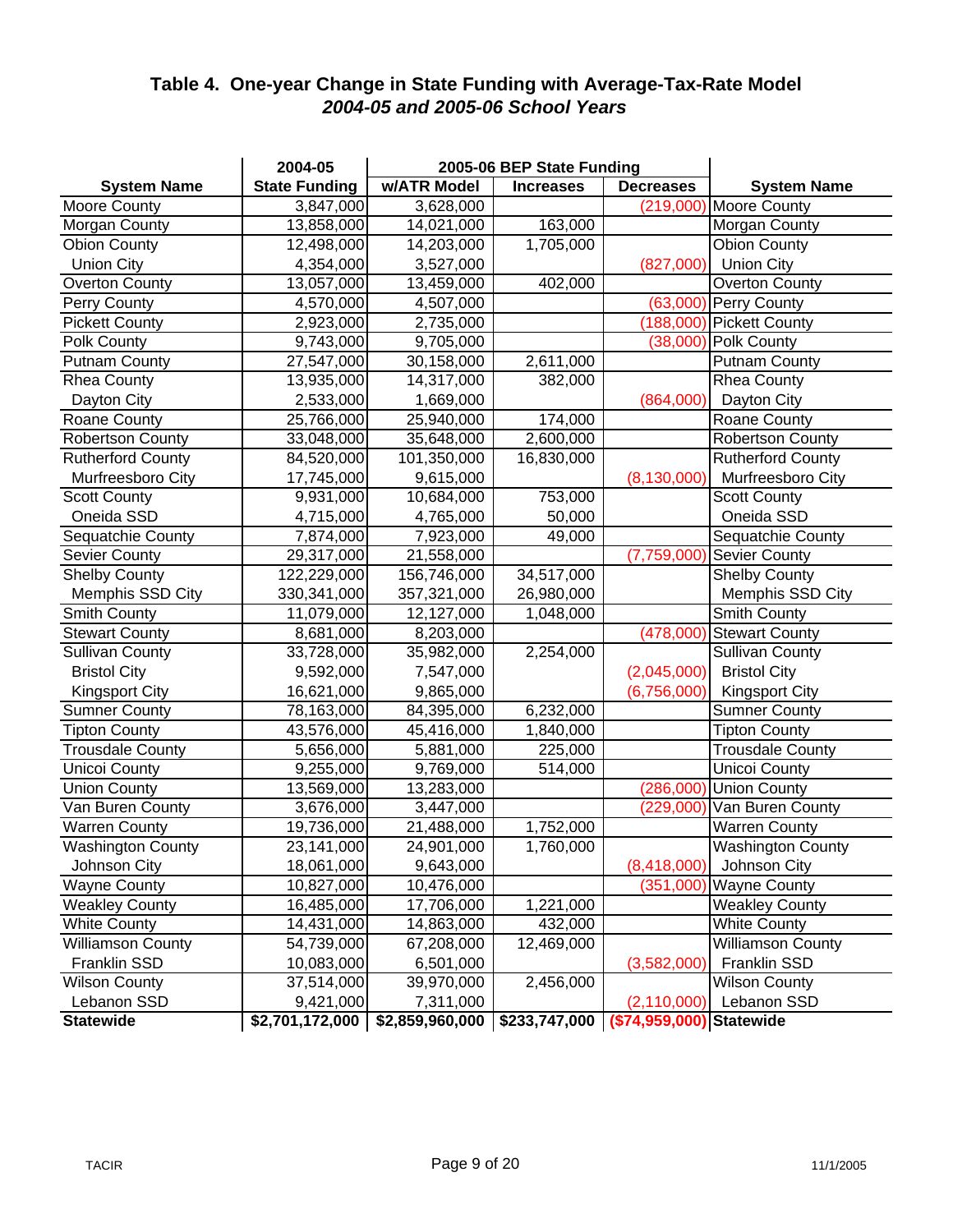## Table 4. One-year Change in State Funding with Average-Tax-Rate Model
### *2004-05 and 2005-06 School Years*

| | 2004-05 | 2005-06 BEP State Funding | | | |
|---|---|---|---|---|---|
| System Name | State Funding | w/ATR Model | Increases | Decreases | System Name |
| Moore County | 3,847,000 | 3,628,000 | | (219,000) | Moore County |
| Morgan County | 13,858,000 | 14,021,000 | 163,000 | | Morgan County |
| Obion County | 12,498,000 | 14,203,000 | 1,705,000 | | Obion County |
| Union City | 4,354,000 | 3,527,000 | | (827,000) | Union City |
| Overton County | 13,057,000 | 13,459,000 | 402,000 | | Overton County |
| Perry County | 4,570,000 | 4,507,000 | | (63,000) | Perry County |
| Pickett County | 2,923,000 | 2,735,000 | | (188,000) | Pickett County |
| Polk County | 9,743,000 | 9,705,000 | | (38,000) | Polk County |
| Putnam County | 27,547,000 | 30,158,000 | 2,611,000 | | Putnam County |
| Rhea County | 13,935,000 | 14,317,000 | 382,000 | | Rhea County |
| Dayton City | 2,533,000 | 1,669,000 | | (864,000) | Dayton City |
| Roane County | 25,766,000 | 25,940,000 | 174,000 | | Roane County |
| Robertson County | 33,048,000 | 35,648,000 | 2,600,000 | | Robertson County |
| Rutherford County | 84,520,000 | 101,350,000 | 16,830,000 | | Rutherford County |
| Murfreesboro City | 17,745,000 | 9,615,000 | | (8,130,000) | Murfreesboro City |
| Scott County | 9,931,000 | 10,684,000 | 753,000 | | Scott County |
| Oneida SSD | 4,715,000 | 4,765,000 | 50,000 | | Oneida SSD |
| Sequatchie County | 7,874,000 | 7,923,000 | 49,000 | | Sequatchie County |
| Sevier County | 29,317,000 | 21,558,000 | | (7,759,000) | Sevier County |
| Shelby County | 122,229,000 | 156,746,000 | 34,517,000 | | Shelby County |
| Memphis SSD City | 330,341,000 | 357,321,000 | 26,980,000 | | Memphis SSD City |
| Smith County | 11,079,000 | 12,127,000 | 1,048,000 | | Smith County |
| Stewart County | 8,681,000 | 8,203,000 | | (478,000) | Stewart County |
| Sullivan County | 33,728,000 | 35,982,000 | 2,254,000 | | Sullivan County |
| Bristol City | 9,592,000 | 7,547,000 | | (2,045,000) | Bristol City |
| Kingsport City | 16,621,000 | 9,865,000 | | (6,756,000) | Kingsport City |
| Sumner County | 78,163,000 | 84,395,000 | 6,232,000 | | Sumner County |
| Tipton County | 43,576,000 | 45,416,000 | 1,840,000 | | Tipton County |
| Trousdale County | 5,656,000 | 5,881,000 | 225,000 | | Trousdale County |
| Unicoi County | 9,255,000 | 9,769,000 | 514,000 | | Unicoi County |
| Union County | 13,569,000 | 13,283,000 | | (286,000) | Union County |
| Van Buren County | 3,676,000 | 3,447,000 | | (229,000) | Van Buren County |
| Warren County | 19,736,000 | 21,488,000 | 1,752,000 | | Warren County |
| Washington County | 23,141,000 | 24,901,000 | 1,760,000 | | Washington County |
| Johnson City | 18,061,000 | 9,643,000 | | (8,418,000) | Johnson City |
| Wayne County | 10,827,000 | 10,476,000 | | (351,000) | Wayne County |
| Weakley County | 16,485,000 | 17,706,000 | 1,221,000 | | Weakley County |
| White County | 14,431,000 | 14,863,000 | 432,000 | | White County |
| Williamson County | 54,739,000 | 67,208,000 | 12,469,000 | | Williamson County |
| Franklin SSD | 10,083,000 | 6,501,000 | | (3,582,000) | Franklin SSD |
| Wilson County | 37,514,000 | 39,970,000 | 2,456,000 | | Wilson County |
| Lebanon SSD | 9,421,000 | 7,311,000 | | (2,110,000) | Lebanon SSD |
| **Statewide** | **$2,701,172,000** | **$2,859,960,000** | **$233,747,000** | **($74,959,000)** | **Statewide** |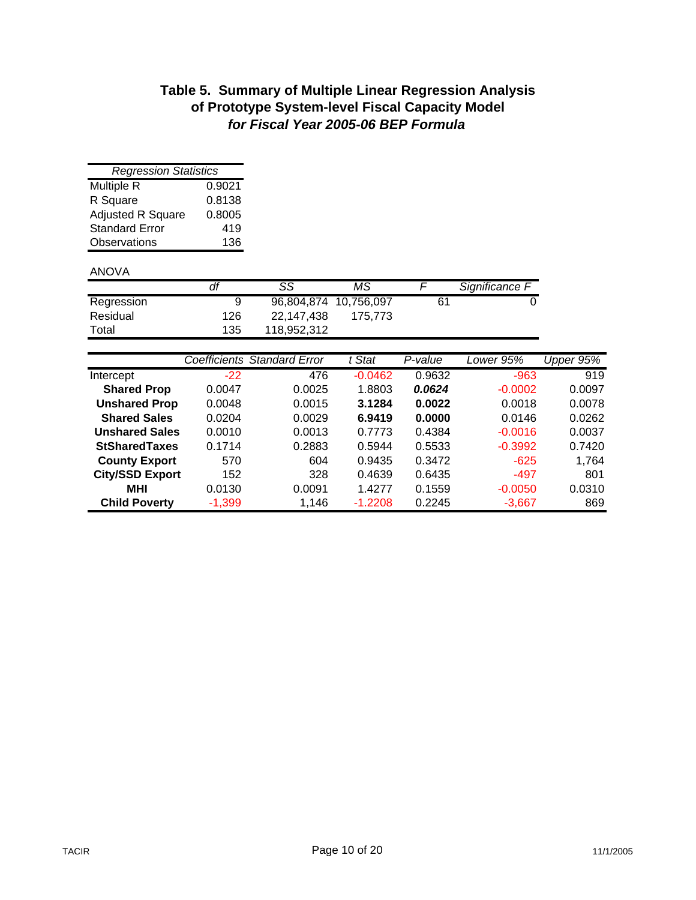# Table 5. Summary of Multiple Linear Regression Analysis of Prototype System-level Fiscal Capacity Model *for Fiscal Year 2005-06 BEP Formula*

| *Regression Statistics* | |
|---|---|
| Multiple R | 0.9021 |
| R Square | 0.8138 |
| Adjusted R Square | 0.8005 |
| Standard Error | 419 |
| Observations | 136 |

ANOVA

| | *df* | *SS* | *MS* | *F* | *Significance F* |
|---|---|---|---|---|---|
| Regression | 9 | 96,804,874 | 10,756,097 | 61 | 0 |
| Residual | 126 | 22,147,438 | 175,773 | | |
| Total | 135 | 118,952,312 | | | |

| | *Coefficients* | *Standard Error* | *t Stat* | *P-value* | *Lower 95%* | *Upper 95%* |
|---|---|---|---|---|---|---|
| Intercept | -22 | 476 | -0.0462 | 0.9632 | -963 | 919 |
| **Shared Prop** | 0.0047 | 0.0025 | 1.8803 | ***0.0624*** | -0.0002 | 0.0097 |
| **Unshared Prop** | 0.0048 | 0.0015 | **3.1284** | **0.0022** | 0.0018 | 0.0078 |
| **Shared Sales** | 0.0204 | 0.0029 | **6.9419** | **0.0000** | 0.0146 | 0.0262 |
| **Unshared Sales** | 0.0010 | 0.0013 | 0.7773 | 0.4384 | -0.0016 | 0.0037 |
| **StSharedTaxes** | 0.1714 | 0.2883 | 0.5944 | 0.5533 | -0.3992 | 0.7420 |
| **County Export** | 570 | 604 | 0.9435 | 0.3472 | -625 | 1,764 |
| **City/SSD Export** | 152 | 328 | 0.4639 | 0.6435 | -497 | 801 |
| **MHI** | 0.0130 | 0.0091 | 1.4277 | 0.1559 | -0.0050 | 0.0310 |
| **Child Poverty** | -1,399 | 1,146 | -1.2208 | 0.2245 | -3,667 | 869 |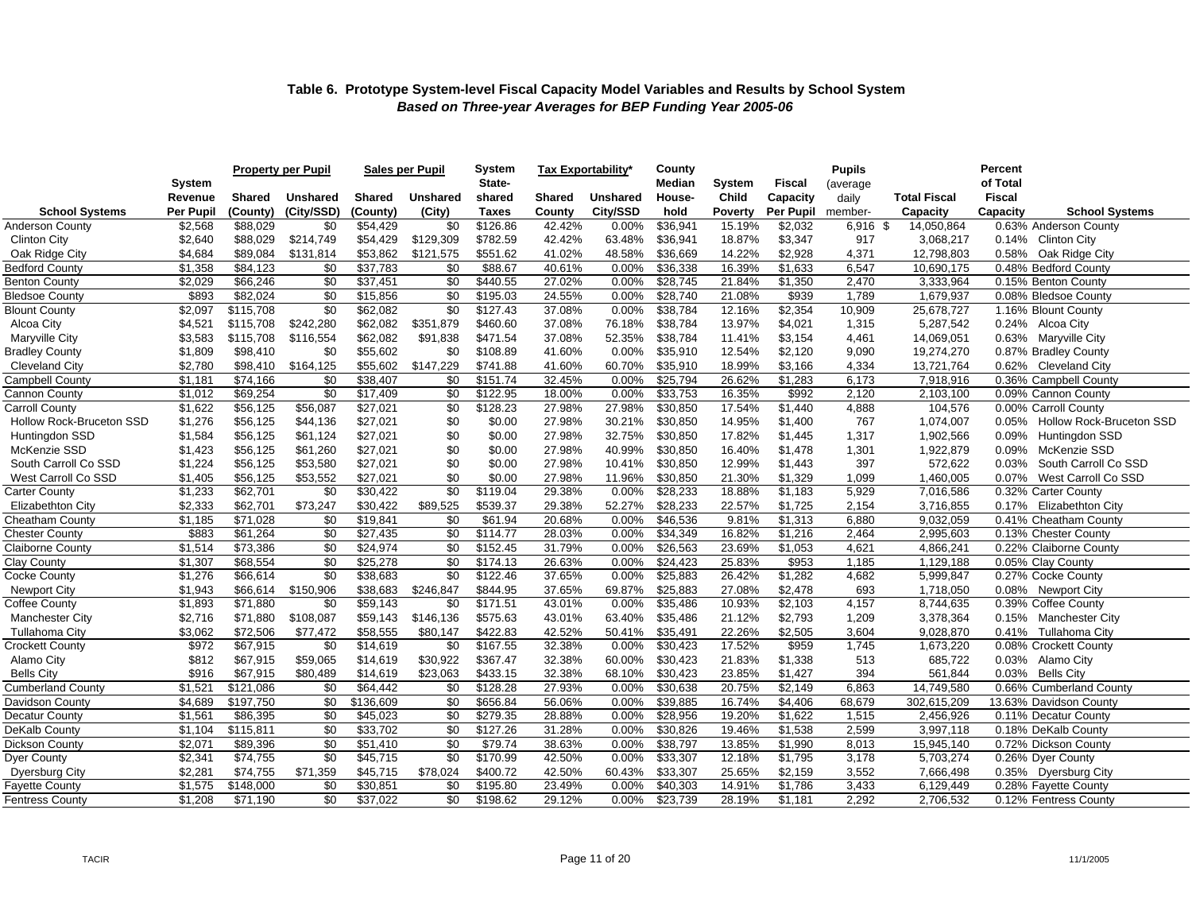### Table 6. Prototype System-level Fiscal Capacity Model Variables and Results by School System

***Based on Three-year Averages for BEP Funding Year 2005-06***

| School Systems | System Revenue Per Pupil | Property per Pupil | | Sales per Pupil | | System State-shared Taxes | Tax Exportability* | | County Median House-hold | System Child Poverty | Fiscal Capacity Per Pupil | Pupils (average daily member- | Total Fiscal Capacity | Percent of Total Fiscal Capacity | School Systems |
|---|---|---|---|---|---|---|---|---|---|---|---|---|---|---|---|
| | | Shared (County) | Unshared (City/SSD) | Shared (County) | Unshared (City) | | Shared County | Unshared City/SSD | | | | | | | |
| Anderson County | $2,568 | $88,029 | $0 | $54,429 | $0 | $126.86 | 42.42% | 0.00% | $36,941 | 15.19% | $2,032 | 6,916 | $ 14,050,864 | 0.63% | Anderson County |
| Clinton City | $2,640 | $88,029 | $214,749 | $54,429 | $129,309 | $782.59 | 42.42% | 63.48% | $36,941 | 18.87% | $3,347 | 917 | 3,068,217 | 0.14% | Clinton City |
| Oak Ridge City | $4,684 | $89,084 | $131,814 | $53,862 | $121,575 | $551.62 | 41.02% | 48.58% | $36,669 | 14.22% | $2,928 | 4,371 | 12,798,803 | 0.58% | Oak Ridge City |
| Bedford County | $1,358 | $84,123 | $0 | $37,783 | $0 | $88.67 | 40.61% | 0.00% | $36,338 | 16.39% | $1,633 | 6,547 | 10,690,175 | 0.48% | Bedford County |
| Benton County | $2,029 | $66,246 | $0 | $37,451 | $0 | $440.55 | 27.02% | 0.00% | $28,745 | 21.84% | $1,350 | 2,470 | 3,333,964 | 0.15% | Benton County |
| Bledsoe County | $893 | $82,024 | $0 | $15,856 | $0 | $195.03 | 24.55% | 0.00% | $28,740 | 21.08% | $939 | 1,789 | 1,679,937 | 0.08% | Bledsoe County |
| Blount County | $2,097 | $115,708 | $0 | $62,082 | $0 | $127.43 | 37.08% | 0.00% | $38,784 | 12.16% | $2,354 | 10,909 | 25,678,727 | 1.16% | Blount County |
| Alcoa City | $4,521 | $115,708 | $242,280 | $62,082 | $351,879 | $460.60 | 37.08% | 76.18% | $38,784 | 13.97% | $4,021 | 1,315 | 5,287,542 | 0.24% | Alcoa City |
| Maryville City | $3,583 | $115,708 | $116,554 | $62,082 | $91,838 | $471.54 | 37.08% | 52.35% | $38,784 | 11.41% | $3,154 | 4,461 | 14,069,051 | 0.63% | Maryville City |
| Bradley County | $1,809 | $98,410 | $0 | $55,602 | $0 | $108.89 | 41.60% | 0.00% | $35,910 | 12.54% | $2,120 | 9,090 | 19,274,270 | 0.87% | Bradley County |
| Cleveland City | $2,780 | $98,410 | $164,125 | $55,602 | $147,229 | $741.88 | 41.60% | 60.70% | $35,910 | 18.99% | $3,166 | 4,334 | 13,721,764 | 0.62% | Cleveland City |
| Campbell County | $1,181 | $74,166 | $0 | $38,407 | $0 | $151.74 | 32.45% | 0.00% | $25,794 | 26.62% | $1,283 | 6,173 | 7,918,916 | 0.36% | Campbell County |
| Cannon County | $1,012 | $69,254 | $0 | $17,409 | $0 | $122.95 | 18.00% | 0.00% | $33,753 | 16.35% | $992 | 2,120 | 2,103,100 | 0.09% | Cannon County |
| Carroll County | $1,622 | $56,125 | $56,087 | $27,021 | $0 | $128.23 | 27.98% | 27.98% | $30,850 | 17.54% | $1,440 | 4,888 | 104,576 | 0.00% | Carroll County |
| Hollow Rock-Bruceton SSD | $1,276 | $56,125 | $44,136 | $27,021 | $0 | $0.00 | 27.98% | 30.21% | $30,850 | 14.95% | $1,400 | 767 | 1,074,007 | 0.05% | Hollow Rock-Bruceton SSD |
| Huntingdon SSD | $1,584 | $56,125 | $61,124 | $27,021 | $0 | $0.00 | 27.98% | 32.75% | $30,850 | 17.82% | $1,445 | 1,317 | 1,902,566 | 0.09% | Huntingdon SSD |
| McKenzie SSD | $1,423 | $56,125 | $61,260 | $27,021 | $0 | $0.00 | 27.98% | 40.99% | $30,850 | 16.40% | $1,478 | 1,301 | 1,922,879 | 0.09% | McKenzie SSD |
| South Carroll Co SSD | $1,224 | $56,125 | $53,580 | $27,021 | $0 | $0.00 | 27.98% | 10.41% | $30,850 | 12.99% | $1,443 | 397 | 572,622 | 0.03% | South Carroll Co SSD |
| West Carroll Co SSD | $1,405 | $56,125 | $53,552 | $27,021 | $0 | $0.00 | 27.98% | 11.96% | $30,850 | 21.30% | $1,329 | 1,099 | 1,460,005 | 0.07% | West Carroll Co SSD |
| Carter County | $1,233 | $62,701 | $0 | $30,422 | $0 | $119.04 | 29.38% | 0.00% | $28,233 | 18.88% | $1,183 | 5,929 | 7,016,586 | 0.32% | Carter County |
| Elizabethton City | $2,333 | $62,701 | $73,247 | $30,422 | $89,525 | $539.37 | 29.38% | 52.27% | $28,233 | 22.57% | $1,725 | 2,154 | 3,716,855 | 0.17% | Elizabethton City |
| Cheatham County | $1,185 | $71,028 | $0 | $19,841 | $0 | $61.94 | 20.68% | 0.00% | $46,536 | 9.81% | $1,313 | 6,880 | 9,032,059 | 0.41% | Cheatham County |
| Chester County | $883 | $61,264 | $0 | $27,435 | $0 | $114.77 | 28.03% | 0.00% | $34,349 | 16.82% | $1,216 | 2,464 | 2,995,603 | 0.13% | Chester County |
| Claiborne County | $1,514 | $73,386 | $0 | $24,974 | $0 | $152.45 | 31.79% | 0.00% | $26,563 | 23.69% | $1,053 | 4,621 | 4,866,241 | 0.22% | Claiborne County |
| Clay County | $1,307 | $68,554 | $0 | $25,278 | $0 | $174.13 | 26.63% | 0.00% | $24,423 | 25.83% | $953 | 1,185 | 1,129,188 | 0.05% | Clay County |
| Cocke County | $1,276 | $66,614 | $0 | $38,683 | $0 | $122.46 | 37.65% | 0.00% | $25,883 | 26.42% | $1,282 | 4,682 | 5,999,847 | 0.27% | Cocke County |
| Newport City | $1,943 | $66,614 | $150,906 | $38,683 | $246,847 | $844.95 | 37.65% | 69.87% | $25,883 | 27.08% | $2,478 | 693 | 1,718,050 | 0.08% | Newport City |
| Coffee County | $1,893 | $71,880 | $0 | $59,143 | $0 | $171.51 | 43.01% | 0.00% | $35,486 | 10.93% | $2,103 | 4,157 | 8,744,635 | 0.39% | Coffee County |
| Manchester City | $2,716 | $71,880 | $108,087 | $59,143 | $146,136 | $575.63 | 43.01% | 63.40% | $35,486 | 21.12% | $2,793 | 1,209 | 3,378,364 | 0.15% | Manchester City |
| Tullahoma City | $3,062 | $72,506 | $77,472 | $58,555 | $80,147 | $422.83 | 42.52% | 50.41% | $35,491 | 22.26% | $2,505 | 3,604 | 9,028,870 | 0.41% | Tullahoma City |
| Crockett County | $972 | $67,915 | $0 | $14,619 | $0 | $167.55 | 32.38% | 0.00% | $30,423 | 17.52% | $959 | 1,745 | 1,673,220 | 0.08% | Crockett County |
| Alamo City | $812 | $67,915 | $59,065 | $14,619 | $30,922 | $367.47 | 32.38% | 60.00% | $30,423 | 21.83% | $1,338 | 513 | 685,722 | 0.03% | Alamo City |
| Bells City | $916 | $67,915 | $80,489 | $14,619 | $23,063 | $433.15 | 32.38% | 68.10% | $30,423 | 23.85% | $1,427 | 394 | 561,844 | 0.03% | Bells City |
| Cumberland County | $1,521 | $121,086 | $0 | $64,442 | $0 | $128.28 | 27.93% | 0.00% | $30,638 | 20.75% | $2,149 | 6,863 | 14,749,580 | 0.66% | Cumberland County |
| Davidson County | $4,689 | $197,750 | $0 | $136,609 | $0 | $656.84 | 56.06% | 0.00% | $39,885 | 16.74% | $4,406 | 68,679 | 302,615,209 | 13.63% | Davidson County |
| Decatur County | $1,561 | $86,395 | $0 | $45,023 | $0 | $279.35 | 28.88% | 0.00% | $28,956 | 19.20% | $1,622 | 1,515 | 2,456,926 | 0.11% | Decatur County |
| DeKalb County | $1,104 | $115,811 | $0 | $33,702 | $0 | $127.26 | 31.28% | 0.00% | $30,826 | 19.46% | $1,538 | 2,599 | 3,997,118 | 0.18% | DeKalb County |
| Dickson County | $2,071 | $89,396 | $0 | $51,410 | $0 | $79.74 | 38.63% | 0.00% | $38,797 | 13.85% | $1,990 | 8,013 | 15,945,140 | 0.72% | Dickson County |
| Dyer County | $2,341 | $74,755 | $0 | $45,715 | $0 | $170.99 | 42.50% | 0.00% | $33,307 | 12.18% | $1,795 | 3,178 | 5,703,274 | 0.26% | Dyer County |
| Dyersburg City | $2,281 | $74,755 | $71,359 | $45,715 | $78,024 | $400.72 | 42.50% | 60.43% | $33,307 | 25.65% | $2,159 | 3,552 | 7,666,498 | 0.35% | Dyersburg City |
| Fayette County | $1,575 | $148,000 | $0 | $30,851 | $0 | $195.80 | 23.49% | 0.00% | $40,303 | 14.91% | $1,786 | 3,433 | 6,129,449 | 0.28% | Fayette County |
| Fentress County | $1,208 | $71,190 | $0 | $37,022 | $0 | $198.62 | 29.12% | 0.00% | $23,739 | 28.19% | $1,181 | 2,292 | 2,706,532 | 0.12% | Fentress County |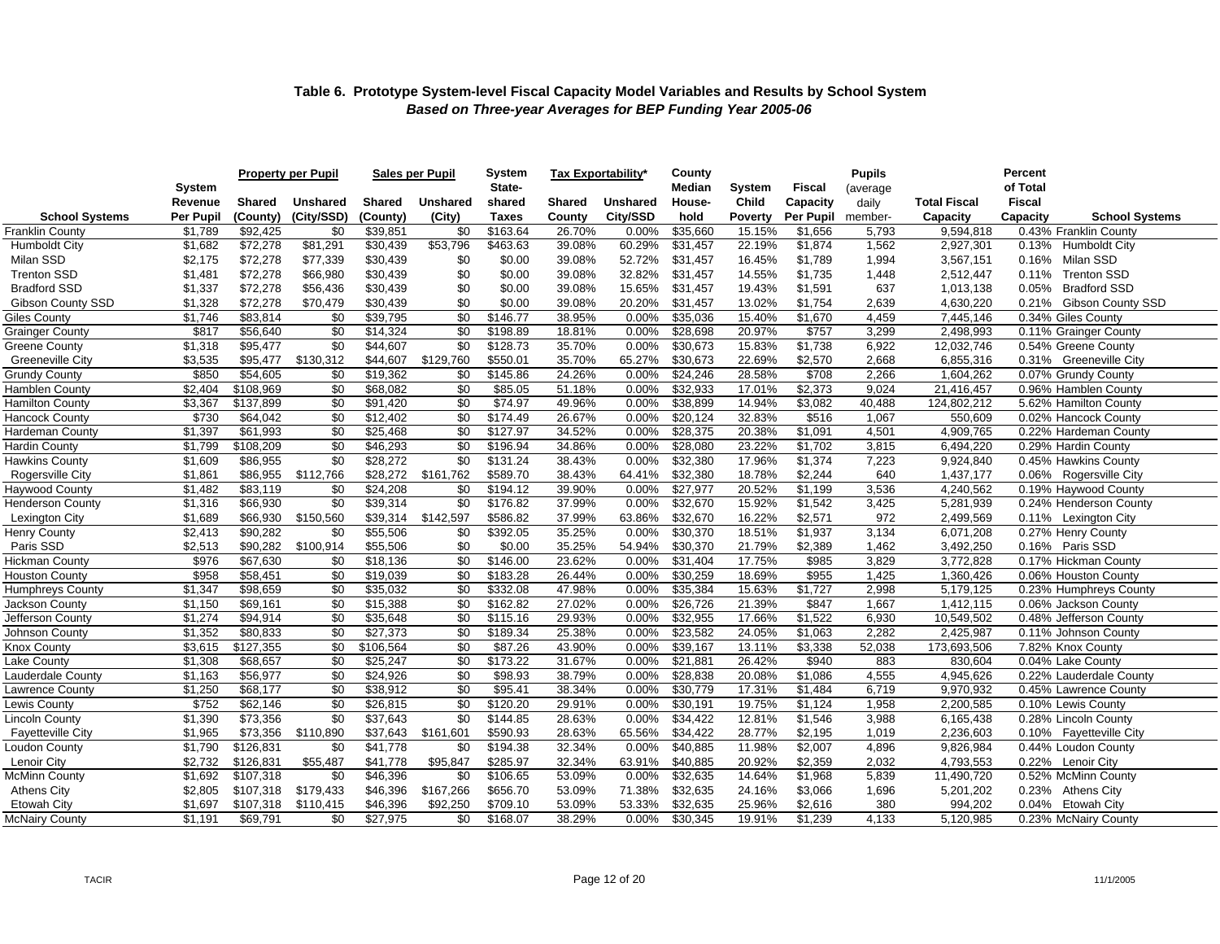### Table 6. Prototype System-level Fiscal Capacity Model Variables and Results by School System

***Based on Three-year Averages for BEP Funding Year 2005-06***

| School Systems | System Revenue Per Pupil | Property per Pupil Shared (County) | Property per Pupil Unshared (City/SSD) | Sales per Pupil Shared (County) | Sales per Pupil Unshared (City) | System State-shared Taxes | Tax Exportability* Shared County | Tax Exportability* Unshared City/SSD | County Median House-hold | System Child Poverty | Fiscal Capacity Per Pupil | Pupils (average daily member- | Total Fiscal Capacity | Percent of Total Fiscal Capacity | School Systems |
|---|---|---|---|---|---|---|---|---|---|---|---|---|---|---|---|
| Franklin County | $1,789 | $92,425 | $0 | $39,851 | $0 | $163.64 | 26.70% | 0.00% | $35,660 | 15.15% | $1,656 | 5,793 | 9,594,818 | 0.43% | Franklin County |
| Humboldt City | $1,682 | $72,278 | $81,291 | $30,439 | $53,796 | $463.63 | 39.08% | 60.29% | $31,457 | 22.19% | $1,874 | 1,562 | 2,927,301 | 0.13% | Humboldt City |
| Milan SSD | $2,175 | $72,278 | $77,339 | $30,439 | $0 | $0.00 | 39.08% | 52.72% | $31,457 | 16.45% | $1,789 | 1,994 | 3,567,151 | 0.16% | Milan SSD |
| Trenton SSD | $1,481 | $72,278 | $66,980 | $30,439 | $0 | $0.00 | 39.08% | 32.82% | $31,457 | 14.55% | $1,735 | 1,448 | 2,512,447 | 0.11% | Trenton SSD |
| Bradford SSD | $1,337 | $72,278 | $56,436 | $30,439 | $0 | $0.00 | 39.08% | 15.65% | $31,457 | 19.43% | $1,591 | 637 | 1,013,138 | 0.05% | Bradford SSD |
| Gibson County SSD | $1,328 | $72,278 | $70,479 | $30,439 | $0 | $0.00 | 39.08% | 20.20% | $31,457 | 13.02% | $1,754 | 2,639 | 4,630,220 | 0.21% | Gibson County SSD |
| Giles County | $1,746 | $83,814 | $0 | $39,795 | $0 | $146.77 | 38.95% | 0.00% | $35,036 | 15.40% | $1,670 | 4,459 | 7,445,146 | 0.34% | Giles County |
| Grainger County | $817 | $56,640 | $0 | $14,324 | $0 | $198.89 | 18.81% | 0.00% | $28,698 | 20.97% | $757 | 3,299 | 2,498,993 | 0.11% | Grainger County |
| Greene County | $1,318 | $95,477 | $0 | $44,607 | $0 | $128.73 | 35.70% | 0.00% | $30,673 | 15.83% | $1,738 | 6,922 | 12,032,746 | 0.54% | Greene County |
| Greeneville City | $3,535 | $95,477 | $130,312 | $44,607 | $129,760 | $550.01 | 35.70% | 65.27% | $30,673 | 22.69% | $2,570 | 2,668 | 6,855,316 | 0.31% | Greeneville City |
| Grundy County | $850 | $54,605 | $0 | $19,362 | $0 | $145.86 | 24.26% | 0.00% | $24,246 | 28.58% | $708 | 2,266 | 1,604,262 | 0.07% | Grundy County |
| Hamblen County | $2,404 | $108,969 | $0 | $68,082 | $0 | $85.05 | 51.18% | 0.00% | $32,933 | 17.01% | $2,373 | 9,024 | 21,416,457 | 0.96% | Hamblen County |
| Hamilton County | $3,367 | $137,899 | $0 | $91,420 | $0 | $74.97 | 49.96% | 0.00% | $38,899 | 14.94% | $3,082 | 40,488 | 124,802,212 | 5.62% | Hamilton County |
| Hancock County | $730 | $64,042 | $0 | $12,402 | $0 | $174.49 | 26.67% | 0.00% | $20,124 | 32.83% | $516 | 1,067 | 550,609 | 0.02% | Hancock County |
| Hardeman County | $1,397 | $61,993 | $0 | $25,468 | $0 | $127.97 | 34.52% | 0.00% | $28,375 | 20.38% | $1,091 | 4,501 | 4,909,765 | 0.22% | Hardeman County |
| Hardin County | $1,799 | $108,209 | $0 | $46,293 | $0 | $196.94 | 34.86% | 0.00% | $28,080 | 23.22% | $1,702 | 3,815 | 6,494,220 | 0.29% | Hardin County |
| Hawkins County | $1,609 | $86,955 | $0 | $28,272 | $0 | $131.24 | 38.43% | 0.00% | $32,380 | 17.96% | $1,374 | 7,223 | 9,924,840 | 0.45% | Hawkins County |
| Rogersville City | $1,861 | $86,955 | $112,766 | $28,272 | $161,762 | $589.70 | 38.43% | 64.41% | $32,380 | 18.78% | $2,244 | 640 | 1,437,177 | 0.06% | Rogersville City |
| Haywood County | $1,482 | $83,119 | $0 | $24,208 | $0 | $194.12 | 39.90% | 0.00% | $27,977 | 20.52% | $1,199 | 3,536 | 4,240,562 | 0.19% | Haywood County |
| Henderson County | $1,316 | $66,930 | $0 | $39,314 | $0 | $176.82 | 37.99% | 0.00% | $32,670 | 15.92% | $1,542 | 3,425 | 5,281,939 | 0.24% | Henderson County |
| Lexington City | $1,689 | $66,930 | $150,560 | $39,314 | $142,597 | $586.82 | 37.99% | 63.86% | $32,670 | 16.22% | $2,571 | 972 | 2,499,569 | 0.11% | Lexington City |
| Henry County | $2,413 | $90,282 | $0 | $55,506 | $0 | $392.05 | 35.25% | 0.00% | $30,370 | 18.51% | $1,937 | 3,134 | 6,071,208 | 0.27% | Henry County |
| Paris SSD | $2,513 | $90,282 | $100,914 | $55,506 | $0 | $0.00 | 35.25% | 54.94% | $30,370 | 21.79% | $2,389 | 1,462 | 3,492,250 | 0.16% | Paris SSD |
| Hickman County | $976 | $67,630 | $0 | $18,136 | $0 | $146.00 | 23.62% | 0.00% | $31,404 | 17.75% | $985 | 3,829 | 3,772,828 | 0.17% | Hickman County |
| Houston County | $958 | $58,451 | $0 | $19,039 | $0 | $183.28 | 26.44% | 0.00% | $30,259 | 18.69% | $955 | 1,425 | 1,360,426 | 0.06% | Houston County |
| Humphreys County | $1,347 | $98,659 | $0 | $35,032 | $0 | $332.08 | 47.98% | 0.00% | $35,384 | 15.63% | $1,727 | 2,998 | 5,179,125 | 0.23% | Humphreys County |
| Jackson County | $1,150 | $69,161 | $0 | $15,388 | $0 | $162.82 | 27.02% | 0.00% | $26,726 | 21.39% | $847 | 1,667 | 1,412,115 | 0.06% | Jackson County |
| Jefferson County | $1,274 | $94,914 | $0 | $35,648 | $0 | $115.16 | 29.93% | 0.00% | $32,955 | 17.66% | $1,522 | 6,930 | 10,549,502 | 0.48% | Jefferson County |
| Johnson County | $1,352 | $80,833 | $0 | $27,373 | $0 | $189.34 | 25.38% | 0.00% | $23,582 | 24.05% | $1,063 | 2,282 | 2,425,987 | 0.11% | Johnson County |
| Knox County | $3,615 | $127,355 | $0 | $106,564 | $0 | $87.26 | 43.90% | 0.00% | $39,167 | 13.11% | $3,338 | 52,038 | 173,693,506 | 7.82% | Knox County |
| Lake County | $1,308 | $68,657 | $0 | $25,247 | $0 | $173.22 | 31.67% | 0.00% | $21,881 | 26.42% | $940 | 883 | 830,604 | 0.04% | Lake County |
| Lauderdale County | $1,163 | $56,977 | $0 | $24,926 | $0 | $98.93 | 38.79% | 0.00% | $28,838 | 20.08% | $1,086 | 4,555 | 4,945,626 | 0.22% | Lauderdale County |
| Lawrence County | $1,250 | $68,177 | $0 | $38,912 | $0 | $95.41 | 38.34% | 0.00% | $30,779 | 17.31% | $1,484 | 6,719 | 9,970,932 | 0.45% | Lawrence County |
| Lewis County | $752 | $62,146 | $0 | $26,815 | $0 | $120.20 | 29.91% | 0.00% | $30,191 | 19.75% | $1,124 | 1,958 | 2,200,585 | 0.10% | Lewis County |
| Lincoln County | $1,390 | $73,356 | $0 | $37,643 | $0 | $144.85 | 28.63% | 0.00% | $34,422 | 12.81% | $1,546 | 3,988 | 6,165,438 | 0.28% | Lincoln County |
| Fayetteville City | $1,965 | $73,356 | $110,890 | $37,643 | $161,601 | $590.93 | 28.63% | 65.56% | $34,422 | 28.77% | $2,195 | 1,019 | 2,236,603 | 0.10% | Fayetteville City |
| Loudon County | $1,790 | $126,831 | $0 | $41,778 | $0 | $194.38 | 32.34% | 0.00% | $40,885 | 11.98% | $2,007 | 4,896 | 9,826,984 | 0.44% | Loudon County |
| Lenoir City | $2,732 | $126,831 | $55,487 | $41,778 | $95,847 | $285.97 | 32.34% | 63.91% | $40,885 | 20.92% | $2,359 | 2,032 | 4,793,553 | 0.22% | Lenoir City |
| McMinn County | $1,692 | $107,318 | $0 | $46,396 | $0 | $106.65 | 53.09% | 0.00% | $32,635 | 14.64% | $1,968 | 5,839 | 11,490,720 | 0.52% | McMinn County |
| Athens City | $2,805 | $107,318 | $179,433 | $46,396 | $167,266 | $656.70 | 53.09% | 71.38% | $32,635 | 24.16% | $3,066 | 1,696 | 5,201,202 | 0.23% | Athens City |
| Etowah City | $1,697 | $107,318 | $110,415 | $46,396 | $92,250 | $709.10 | 53.09% | 53.33% | $32,635 | 25.96% | $2,616 | 380 | 994,202 | 0.04% | Etowah City |
| McNairy County | $1,191 | $69,791 | $0 | $27,975 | $0 | $168.07 | 38.29% | 0.00% | $30,345 | 19.91% | $1,239 | 4,133 | 5,120,985 | 0.23% | McNairy County |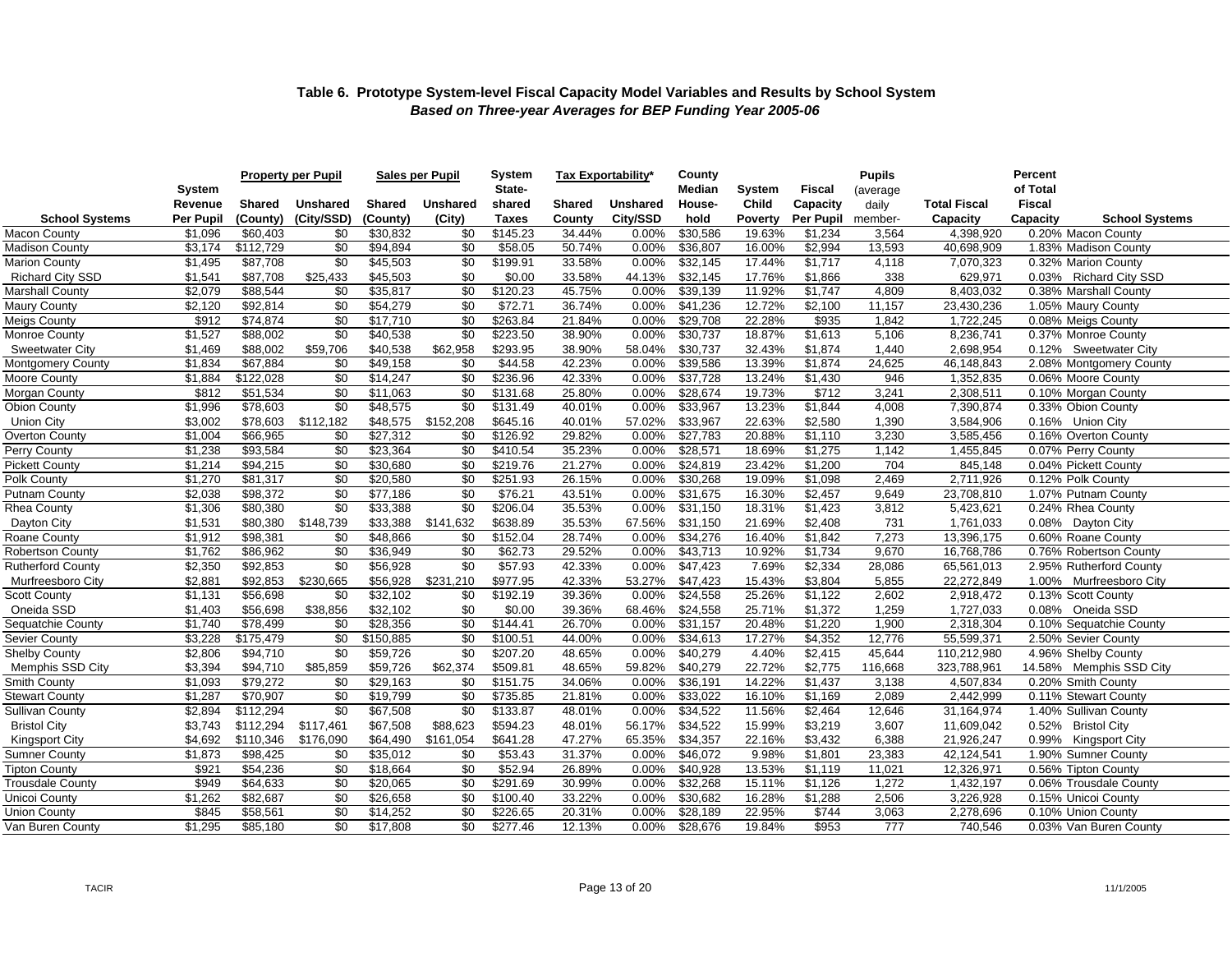### Table 6. Prototype System-level Fiscal Capacity Model Variables and Results by School System

### *Based on Three-year Averages for BEP Funding Year 2005-06*

| School Systems | System Revenue Per Pupil | Property per Pupil | | Sales per Pupil | | System State-shared Taxes | Tax Exportability* | | County Median House-hold | System Child Poverty | Fiscal Capacity Per Pupil | Pupils (average daily member- | Total Fiscal Capacity | Percent of Total Fiscal Capacity | School Systems |
|---|---|---|---|---|---|---|---|---|---|---|---|---|---|---|---|
| | | Shared (County) | Unshared (City/SSD) | Shared (County) | Unshared (City) | | Shared County | Unshared City/SSD | | | | | | | |
| Macon County | $1,096 | $60,403 | $0 | $30,832 | $0 | $145.23 | 34.44% | 0.00% | $30,586 | 19.63% | $1,234 | 3,564 | 4,398,920 | 0.20% | Macon County |
| Madison County | $3,174 | $112,729 | $0 | $94,894 | $0 | $58.05 | 50.74% | 0.00% | $36,807 | 16.00% | $2,994 | 13,593 | 40,698,909 | 1.83% | Madison County |
| Marion County | $1,495 | $87,708 | $0 | $45,503 | $0 | $199.91 | 33.58% | 0.00% | $32,145 | 17.44% | $1,717 | 4,118 | 7,070,323 | 0.32% | Marion County |
| Richard City SSD | $1,541 | $87,708 | $25,433 | $45,503 | $0 | $0.00 | 33.58% | 44.13% | $32,145 | 17.76% | $1,866 | 338 | 629,971 | 0.03% | Richard City SSD |
| Marshall County | $2,079 | $88,544 | $0 | $35,817 | $0 | $120.23 | 45.75% | 0.00% | $39,139 | 11.92% | $1,747 | 4,809 | 8,403,032 | 0.38% | Marshall County |
| Maury County | $2,120 | $92,814 | $0 | $54,279 | $0 | $72.71 | 36.74% | 0.00% | $41,236 | 12.72% | $2,100 | 11,157 | 23,430,236 | 1.05% | Maury County |
| Meigs County | $912 | $74,874 | $0 | $17,710 | $0 | $263.84 | 21.84% | 0.00% | $29,708 | 22.28% | $935 | 1,842 | 1,722,245 | 0.08% | Meigs County |
| Monroe County | $1,527 | $88,002 | $0 | $40,538 | $0 | $223.50 | 38.90% | 0.00% | $30,737 | 18.87% | $1,613 | 5,106 | 8,236,741 | 0.37% | Monroe County |
| Sweetwater City | $1,469 | $88,002 | $59,706 | $40,538 | $62,958 | $293.95 | 38.90% | 58.04% | $30,737 | 32.43% | $1,874 | 1,440 | 2,698,954 | 0.12% | Sweetwater City |
| Montgomery County | $1,834 | $67,884 | $0 | $49,158 | $0 | $44.58 | 42.23% | 0.00% | $39,586 | 13.39% | $1,874 | 24,625 | 46,148,843 | 2.08% | Montgomery County |
| Moore County | $1,884 | $122,028 | $0 | $14,247 | $0 | $236.96 | 42.33% | 0.00% | $37,728 | 13.24% | $1,430 | 946 | 1,352,835 | 0.06% | Moore County |
| Morgan County | $812 | $51,534 | $0 | $11,063 | $0 | $131.68 | 25.80% | 0.00% | $28,674 | 19.73% | $712 | 3,241 | 2,308,511 | 0.10% | Morgan County |
| Obion County | $1,996 | $78,603 | $0 | $48,575 | $0 | $131.49 | 40.01% | 0.00% | $33,967 | 13.23% | $1,844 | 4,008 | 7,390,874 | 0.33% | Obion County |
| Union City | $3,002 | $78,603 | $112,182 | $48,575 | $152,208 | $645.16 | 40.01% | 57.02% | $33,967 | 22.63% | $2,580 | 1,390 | 3,584,906 | 0.16% | Union City |
| Overton County | $1,004 | $66,965 | $0 | $27,312 | $0 | $126.92 | 29.82% | 0.00% | $27,783 | 20.88% | $1,110 | 3,230 | 3,585,456 | 0.16% | Overton County |
| Perry County | $1,238 | $93,584 | $0 | $23,364 | $0 | $410.54 | 35.23% | 0.00% | $28,571 | 18.69% | $1,275 | 1,142 | 1,455,845 | 0.07% | Perry County |
| Pickett County | $1,214 | $94,215 | $0 | $30,680 | $0 | $219.76 | 21.27% | 0.00% | $24,819 | 23.42% | $1,200 | 704 | 845,148 | 0.04% | Pickett County |
| Polk County | $1,270 | $81,317 | $0 | $20,580 | $0 | $251.93 | 26.15% | 0.00% | $30,268 | 19.09% | $1,098 | 2,469 | 2,711,926 | 0.12% | Polk County |
| Putnam County | $2,038 | $98,372 | $0 | $77,186 | $0 | $76.21 | 43.51% | 0.00% | $31,675 | 16.30% | $2,457 | 9,649 | 23,708,810 | 1.07% | Putnam County |
| Rhea County | $1,306 | $80,380 | $0 | $33,388 | $0 | $206.04 | 35.53% | 0.00% | $31,150 | 18.31% | $1,423 | 3,812 | 5,423,621 | 0.24% | Rhea County |
| Dayton City | $1,531 | $80,380 | $148,739 | $33,388 | $141,632 | $638.89 | 35.53% | 67.56% | $31,150 | 21.69% | $2,408 | 731 | 1,761,033 | 0.08% | Dayton City |
| Roane County | $1,912 | $98,381 | $0 | $48,866 | $0 | $152.04 | 28.74% | 0.00% | $34,276 | 16.40% | $1,842 | 7,273 | 13,396,175 | 0.60% | Roane County |
| Robertson County | $1,762 | $86,962 | $0 | $36,949 | $0 | $62.73 | 29.52% | 0.00% | $43,713 | 10.92% | $1,734 | 9,670 | 16,768,786 | 0.76% | Robertson County |
| Rutherford County | $2,350 | $92,853 | $0 | $56,928 | $0 | $57.93 | 42.33% | 0.00% | $47,423 | 7.69% | $2,334 | 28,086 | 65,561,013 | 2.95% | Rutherford County |
| Murfreesboro City | $2,881 | $92,853 | $230,665 | $56,928 | $231,210 | $977.95 | 42.33% | 53.27% | $47,423 | 15.43% | $3,804 | 5,855 | 22,272,849 | 1.00% | Murfreesboro City |
| Scott County | $1,131 | $56,698 | $0 | $32,102 | $0 | $192.19 | 39.36% | 0.00% | $24,558 | 25.26% | $1,122 | 2,602 | 2,918,472 | 0.13% | Scott County |
| Oneida SSD | $1,403 | $56,698 | $38,856 | $32,102 | $0 | $0.00 | 39.36% | 68.46% | $24,558 | 25.71% | $1,372 | 1,259 | 1,727,033 | 0.08% | Oneida SSD |
| Sequatchie County | $1,740 | $78,499 | $0 | $28,356 | $0 | $144.41 | 26.70% | 0.00% | $31,157 | 20.48% | $1,220 | 1,900 | 2,318,304 | 0.10% | Sequatchie County |
| Sevier County | $3,228 | $175,479 | $0 | $150,885 | $0 | $100.51 | 44.00% | 0.00% | $34,613 | 17.27% | $4,352 | 12,776 | 55,599,371 | 2.50% | Sevier County |
| Shelby County | $2,806 | $94,710 | $0 | $59,726 | $0 | $207.20 | 48.65% | 0.00% | $40,279 | 4.40% | $2,415 | 45,644 | 110,212,980 | 4.96% | Shelby County |
| Memphis SSD City | $3,394 | $94,710 | $85,859 | $59,726 | $62,374 | $509.81 | 48.65% | 59.82% | $40,279 | 22.72% | $2,775 | 116,668 | 323,788,961 | 14.58% | Memphis SSD City |
| Smith County | $1,093 | $79,272 | $0 | $29,163 | $0 | $151.75 | 34.06% | 0.00% | $36,191 | 14.22% | $1,437 | 3,138 | 4,507,834 | 0.20% | Smith County |
| Stewart County | $1,287 | $70,907 | $0 | $19,799 | $0 | $735.85 | 21.81% | 0.00% | $33,022 | 16.10% | $1,169 | 2,089 | 2,442,999 | 0.11% | Stewart County |
| Sullivan County | $2,894 | $112,294 | $0 | $67,508 | $0 | $133.87 | 48.01% | 0.00% | $34,522 | 11.56% | $2,464 | 12,646 | 31,164,974 | 1.40% | Sullivan County |
| Bristol City | $3,743 | $112,294 | $117,461 | $67,508 | $88,623 | $594.23 | 48.01% | 56.17% | $34,522 | 15.99% | $3,219 | 3,607 | 11,609,042 | 0.52% | Bristol City |
| Kingsport City | $4,692 | $110,346 | $176,090 | $64,490 | $161,054 | $641.28 | 47.27% | 65.35% | $34,357 | 22.16% | $3,432 | 6,388 | 21,926,247 | 0.99% | Kingsport City |
| Sumner County | $1,873 | $98,425 | $0 | $35,012 | $0 | $53.43 | 31.37% | 0.00% | $46,072 | 9.98% | $1,801 | 23,383 | 42,124,541 | 1.90% | Sumner County |
| Tipton County | $921 | $54,236 | $0 | $18,664 | $0 | $52.94 | 26.89% | 0.00% | $40,928 | 13.53% | $1,119 | 11,021 | 12,326,971 | 0.56% | Tipton County |
| Trousdale County | $949 | $64,633 | $0 | $20,065 | $0 | $291.69 | 30.99% | 0.00% | $32,268 | 15.11% | $1,126 | 1,272 | 1,432,197 | 0.06% | Trousdale County |
| Unicoi County | $1,262 | $82,687 | $0 | $26,658 | $0 | $100.40 | 33.22% | 0.00% | $30,682 | 16.28% | $1,288 | 2,506 | 3,226,928 | 0.15% | Unicoi County |
| Union County | $845 | $58,561 | $0 | $14,252 | $0 | $226.65 | 20.31% | 0.00% | $28,189 | 22.95% | $744 | 3,063 | 2,278,696 | 0.10% | Union County |
| Van Buren County | $1,295 | $85,180 | $0 | $17,808 | $0 | $277.46 | 12.13% | 0.00% | $28,676 | 19.84% | $953 | 777 | 740,546 | 0.03% | Van Buren County |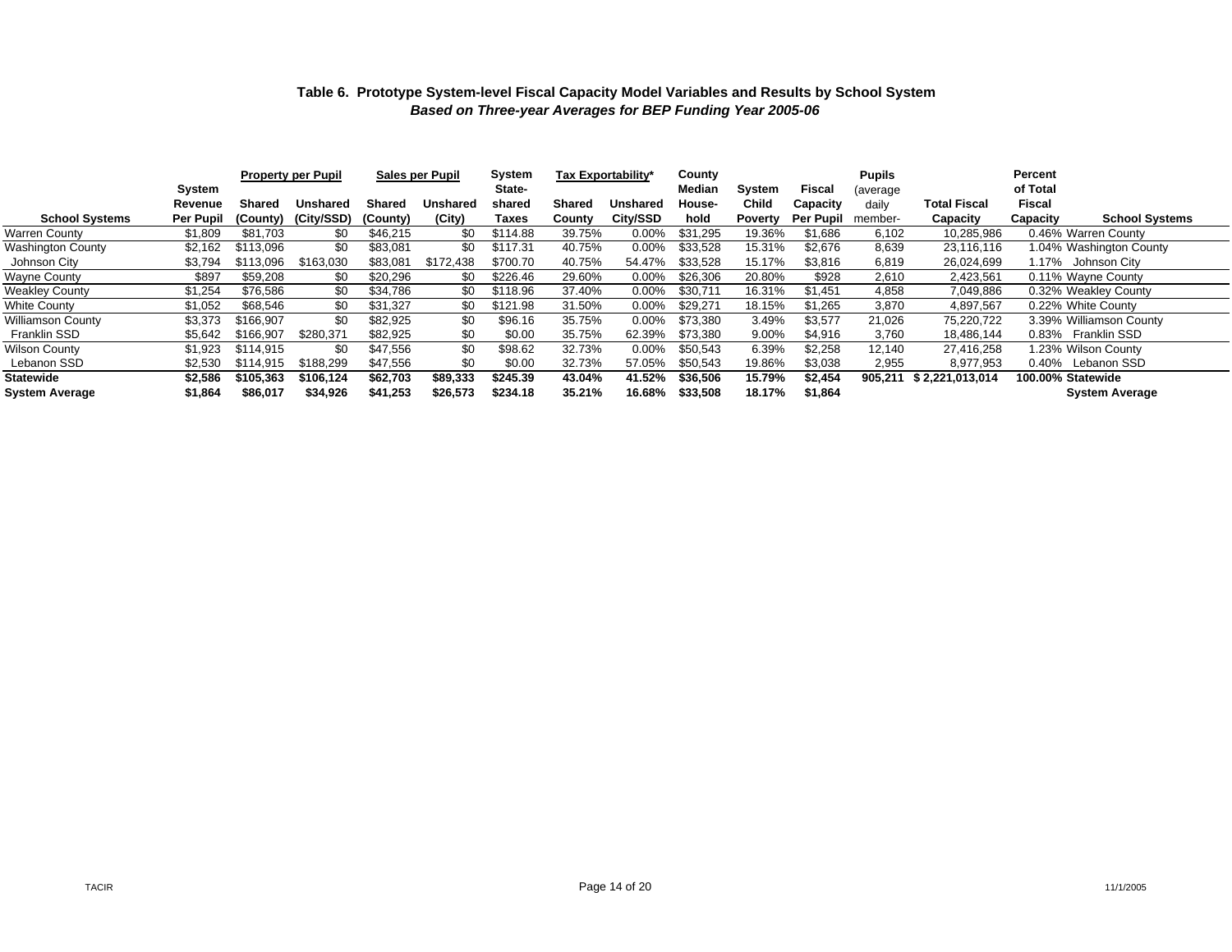### Table 6. Prototype System-level Fiscal Capacity Model Variables and Results by School System

***Based on Three-year Averages for BEP Funding Year 2005-06***

| School Systems | System Revenue Per Pupil | Property per Pupil Shared (County) | Property per Pupil Unshared (City/SSD) | Sales per Pupil Shared (County) | Sales per Pupil Unshared (City) | System State-shared Taxes | Tax Exportability* Shared County | Tax Exportability* Unshared City/SSD | County Median House-hold | System Child Poverty | Fiscal Capacity Per Pupil | Pupils (average daily member- | Total Fiscal Capacity | Percent of Total Fiscal Capacity | School Systems |
|---|---|---|---|---|---|---|---|---|---|---|---|---|---|---|---|
| Warren County | $1,809 | $81,703 | $0 | $46,215 | $0 | $114.88 | 39.75% | 0.00% | $31,295 | 19.36% | $1,686 | 6,102 | 10,285,986 | 0.46% | Warren County |
| Washington County | $2,162 | $113,096 | $0 | $83,081 | $0 | $117.31 | 40.75% | 0.00% | $33,528 | 15.31% | $2,676 | 8,639 | 23,116,116 | 1.04% | Washington County |
| Johnson City | $3,794 | $113,096 | $163,030 | $83,081 | $172,438 | $700.70 | 40.75% | 54.47% | $33,528 | 15.17% | $3,816 | 6,819 | 26,024,699 | 1.17% | Johnson City |
| Wayne County | $897 | $59,208 | $0 | $20,296 | $0 | $226.46 | 29.60% | 0.00% | $26,306 | 20.80% | $928 | 2,610 | 2,423,561 | 0.11% | Wayne County |
| Weakley County | $1,254 | $76,586 | $0 | $34,786 | $0 | $118.96 | 37.40% | 0.00% | $30,711 | 16.31% | $1,451 | 4,858 | 7,049,886 | 0.32% | Weakley County |
| White County | $1,052 | $68,546 | $0 | $31,327 | $0 | $121.98 | 31.50% | 0.00% | $29,271 | 18.15% | $1,265 | 3,870 | 4,897,567 | 0.22% | White County |
| Williamson County | $3,373 | $166,907 | $0 | $82,925 | $0 | $96.16 | 35.75% | 0.00% | $73,380 | 3.49% | $3,577 | 21,026 | 75,220,722 | 3.39% | Williamson County |
| Franklin SSD | $5,642 | $166,907 | $280,371 | $82,925 | $0 | $0.00 | 35.75% | 62.39% | $73,380 | 9.00% | $4,916 | 3,760 | 18,486,144 | 0.83% | Franklin SSD |
| Wilson County | $1,923 | $114,915 | $0 | $47,556 | $0 | $98.62 | 32.73% | 0.00% | $50,543 | 6.39% | $2,258 | 12,140 | 27,416,258 | 1.23% | Wilson County |
| Lebanon SSD | $2,530 | $114,915 | $188,299 | $47,556 | $0 | $0.00 | 32.73% | 57.05% | $50,543 | 19.86% | $3,038 | 2,955 | 8,977,953 | 0.40% | Lebanon SSD |
| **Statewide** | **$2,586** | **$105,363** | **$106,124** | **$62,703** | **$89,333** | **$245.39** | **43.04%** | **41.52%** | **$36,506** | **15.79%** | **$2,454** | **905,211** | **$ 2,221,013,014** | **100.00%** | **Statewide** |
| **System Average** | **$1,864** | **$86,017** | **$34,926** | **$41,253** | **$26,573** | **$234.18** | **35.21%** | **16.68%** | **$33,508** | **18.17%** | **$1,864** | | | | **System Average** |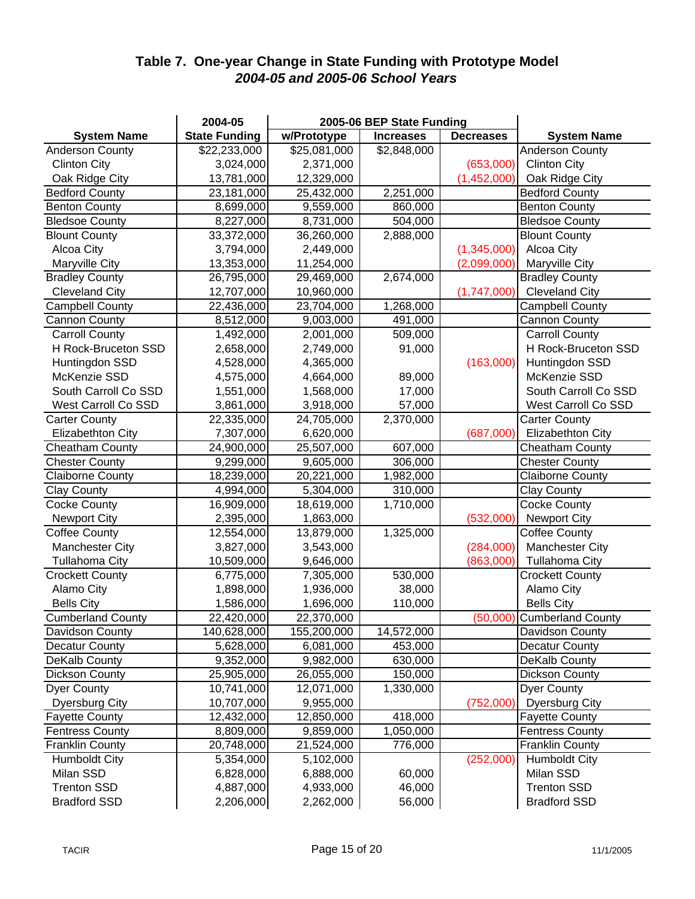## Table 7. One-year Change in State Funding with Prototype Model
### *2004-05 and 2005-06 School Years*

| System Name | 2004-05 State Funding | 2005-06 BEP State Funding w/Prototype | Increases | Decreases | System Name |
|---|---|---|---|---|---|
| Anderson County | $22,233,000 | $25,081,000 | $2,848,000 | | Anderson County |
| Clinton City | 3,024,000 | 2,371,000 | | (653,000) | Clinton City |
| Oak Ridge City | 13,781,000 | 12,329,000 | | (1,452,000) | Oak Ridge City |
| Bedford County | 23,181,000 | 25,432,000 | 2,251,000 | | Bedford County |
| Benton County | 8,699,000 | 9,559,000 | 860,000 | | Benton County |
| Bledsoe County | 8,227,000 | 8,731,000 | 504,000 | | Bledsoe County |
| Blount County | 33,372,000 | 36,260,000 | 2,888,000 | | Blount County |
| Alcoa City | 3,794,000 | 2,449,000 | | (1,345,000) | Alcoa City |
| Maryville City | 13,353,000 | 11,254,000 | | (2,099,000) | Maryville City |
| Bradley County | 26,795,000 | 29,469,000 | 2,674,000 | | Bradley County |
| Cleveland City | 12,707,000 | 10,960,000 | | (1,747,000) | Cleveland City |
| Campbell County | 22,436,000 | 23,704,000 | 1,268,000 | | Campbell County |
| Cannon County | 8,512,000 | 9,003,000 | 491,000 | | Cannon County |
| Carroll County | 1,492,000 | 2,001,000 | 509,000 | | Carroll County |
| H Rock-Bruceton SSD | 2,658,000 | 2,749,000 | 91,000 | | H Rock-Bruceton SSD |
| Huntingdon SSD | 4,528,000 | 4,365,000 | | (163,000) | Huntingdon SSD |
| McKenzie SSD | 4,575,000 | 4,664,000 | 89,000 | | McKenzie SSD |
| South Carroll Co SSD | 1,551,000 | 1,568,000 | 17,000 | | South Carroll Co SSD |
| West Carroll Co SSD | 3,861,000 | 3,918,000 | 57,000 | | West Carroll Co SSD |
| Carter County | 22,335,000 | 24,705,000 | 2,370,000 | | Carter County |
| Elizabethton City | 7,307,000 | 6,620,000 | | (687,000) | Elizabethton City |
| Cheatham County | 24,900,000 | 25,507,000 | 607,000 | | Cheatham County |
| Chester County | 9,299,000 | 9,605,000 | 306,000 | | Chester County |
| Claiborne County | 18,239,000 | 20,221,000 | 1,982,000 | | Claiborne County |
| Clay County | 4,994,000 | 5,304,000 | 310,000 | | Clay County |
| Cocke County | 16,909,000 | 18,619,000 | 1,710,000 | | Cocke County |
| Newport City | 2,395,000 | 1,863,000 | | (532,000) | Newport City |
| Coffee County | 12,554,000 | 13,879,000 | 1,325,000 | | Coffee County |
| Manchester City | 3,827,000 | 3,543,000 | | (284,000) | Manchester City |
| Tullahoma City | 10,509,000 | 9,646,000 | | (863,000) | Tullahoma City |
| Crockett County | 6,775,000 | 7,305,000 | 530,000 | | Crockett County |
| Alamo City | 1,898,000 | 1,936,000 | 38,000 | | Alamo City |
| Bells City | 1,586,000 | 1,696,000 | 110,000 | | Bells City |
| Cumberland County | 22,420,000 | 22,370,000 | | (50,000) | Cumberland County |
| Davidson County | 140,628,000 | 155,200,000 | 14,572,000 | | Davidson County |
| Decatur County | 5,628,000 | 6,081,000 | 453,000 | | Decatur County |
| DeKalb County | 9,352,000 | 9,982,000 | 630,000 | | DeKalb County |
| Dickson County | 25,905,000 | 26,055,000 | 150,000 | | Dickson County |
| Dyer County | 10,741,000 | 12,071,000 | 1,330,000 | | Dyer County |
| Dyersburg City | 10,707,000 | 9,955,000 | | (752,000) | Dyersburg City |
| Fayette County | 12,432,000 | 12,850,000 | 418,000 | | Fayette County |
| Fentress County | 8,809,000 | 9,859,000 | 1,050,000 | | Fentress County |
| Franklin County | 20,748,000 | 21,524,000 | 776,000 | | Franklin County |
| Humboldt City | 5,354,000 | 5,102,000 | | (252,000) | Humboldt City |
| Milan SSD | 6,828,000 | 6,888,000 | 60,000 | | Milan SSD |
| Trenton SSD | 4,887,000 | 4,933,000 | 46,000 | | Trenton SSD |
| Bradford SSD | 2,206,000 | 2,262,000 | 56,000 | | Bradford SSD |

TACIR　　　11/1/2005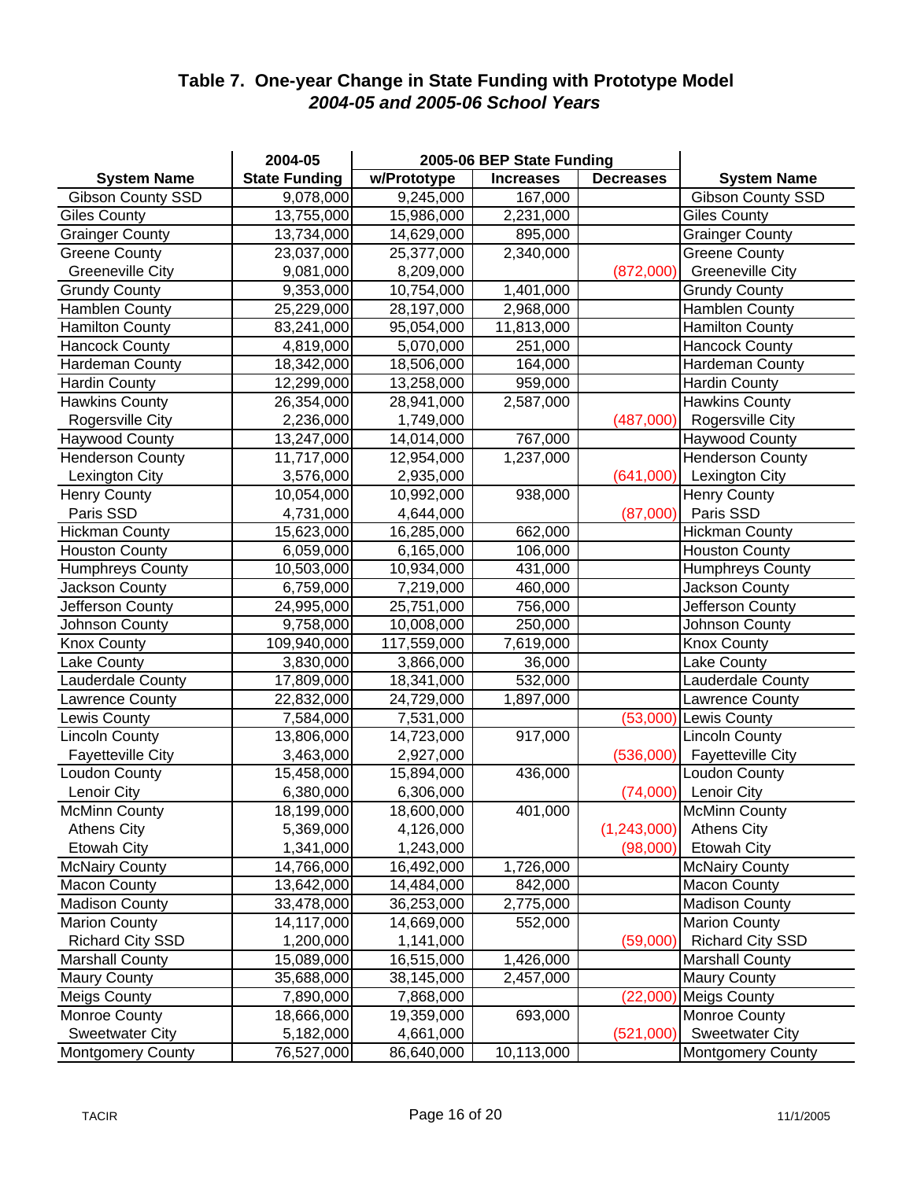## Table 7. One-year Change in State Funding with Prototype Model

### *2004-05 and 2005-06 School Years*

| System Name | 2004-05 State Funding | 2005-06 BEP State Funding w/Prototype | Increases | Decreases | System Name |
|---|---|---|---|---|---|
| Gibson County SSD | 9,078,000 | 9,245,000 | 167,000 | | Gibson County SSD |
| Giles County | 13,755,000 | 15,986,000 | 2,231,000 | | Giles County |
| Grainger County | 13,734,000 | 14,629,000 | 895,000 | | Grainger County |
| Greene County | 23,037,000 | 25,377,000 | 2,340,000 | | Greene County |
| Greeneville City | 9,081,000 | 8,209,000 | | (872,000) | Greeneville City |
| Grundy County | 9,353,000 | 10,754,000 | 1,401,000 | | Grundy County |
| Hamblen County | 25,229,000 | 28,197,000 | 2,968,000 | | Hamblen County |
| Hamilton County | 83,241,000 | 95,054,000 | 11,813,000 | | Hamilton County |
| Hancock County | 4,819,000 | 5,070,000 | 251,000 | | Hancock County |
| Hardeman County | 18,342,000 | 18,506,000 | 164,000 | | Hardeman County |
| Hardin County | 12,299,000 | 13,258,000 | 959,000 | | Hardin County |
| Hawkins County | 26,354,000 | 28,941,000 | 2,587,000 | | Hawkins County |
| Rogersville City | 2,236,000 | 1,749,000 | | (487,000) | Rogersville City |
| Haywood County | 13,247,000 | 14,014,000 | 767,000 | | Haywood County |
| Henderson County | 11,717,000 | 12,954,000 | 1,237,000 | | Henderson County |
| Lexington City | 3,576,000 | 2,935,000 | | (641,000) | Lexington City |
| Henry County | 10,054,000 | 10,992,000 | 938,000 | | Henry County |
| Paris SSD | 4,731,000 | 4,644,000 | | (87,000) | Paris SSD |
| Hickman County | 15,623,000 | 16,285,000 | 662,000 | | Hickman County |
| Houston County | 6,059,000 | 6,165,000 | 106,000 | | Houston County |
| Humphreys County | 10,503,000 | 10,934,000 | 431,000 | | Humphreys County |
| Jackson County | 6,759,000 | 7,219,000 | 460,000 | | Jackson County |
| Jefferson County | 24,995,000 | 25,751,000 | 756,000 | | Jefferson County |
| Johnson County | 9,758,000 | 10,008,000 | 250,000 | | Johnson County |
| Knox County | 109,940,000 | 117,559,000 | 7,619,000 | | Knox County |
| Lake County | 3,830,000 | 3,866,000 | 36,000 | | Lake County |
| Lauderdale County | 17,809,000 | 18,341,000 | 532,000 | | Lauderdale County |
| Lawrence County | 22,832,000 | 24,729,000 | 1,897,000 | | Lawrence County |
| Lewis County | 7,584,000 | 7,531,000 | | (53,000) | Lewis County |
| Lincoln County | 13,806,000 | 14,723,000 | 917,000 | | Lincoln County |
| Fayetteville City | 3,463,000 | 2,927,000 | | (536,000) | Fayetteville City |
| Loudon County | 15,458,000 | 15,894,000 | 436,000 | | Loudon County |
| Lenoir City | 6,380,000 | 6,306,000 | | (74,000) | Lenoir City |
| McMinn County | 18,199,000 | 18,600,000 | 401,000 | | McMinn County |
| Athens City | 5,369,000 | 4,126,000 | | (1,243,000) | Athens City |
| Etowah City | 1,341,000 | 1,243,000 | | (98,000) | Etowah City |
| McNairy County | 14,766,000 | 16,492,000 | 1,726,000 | | McNairy County |
| Macon County | 13,642,000 | 14,484,000 | 842,000 | | Macon County |
| Madison County | 33,478,000 | 36,253,000 | 2,775,000 | | Madison County |
| Marion County | 14,117,000 | 14,669,000 | 552,000 | | Marion County |
| Richard City SSD | 1,200,000 | 1,141,000 | | (59,000) | Richard City SSD |
| Marshall County | 15,089,000 | 16,515,000 | 1,426,000 | | Marshall County |
| Maury County | 35,688,000 | 38,145,000 | 2,457,000 | | Maury County |
| Meigs County | 7,890,000 | 7,868,000 | | (22,000) | Meigs County |
| Monroe County | 18,666,000 | 19,359,000 | 693,000 | | Monroe County |
| Sweetwater City | 5,182,000 | 4,661,000 | | (521,000) | Sweetwater City |
| Montgomery County | 76,527,000 | 86,640,000 | 10,113,000 | | Montgomery County |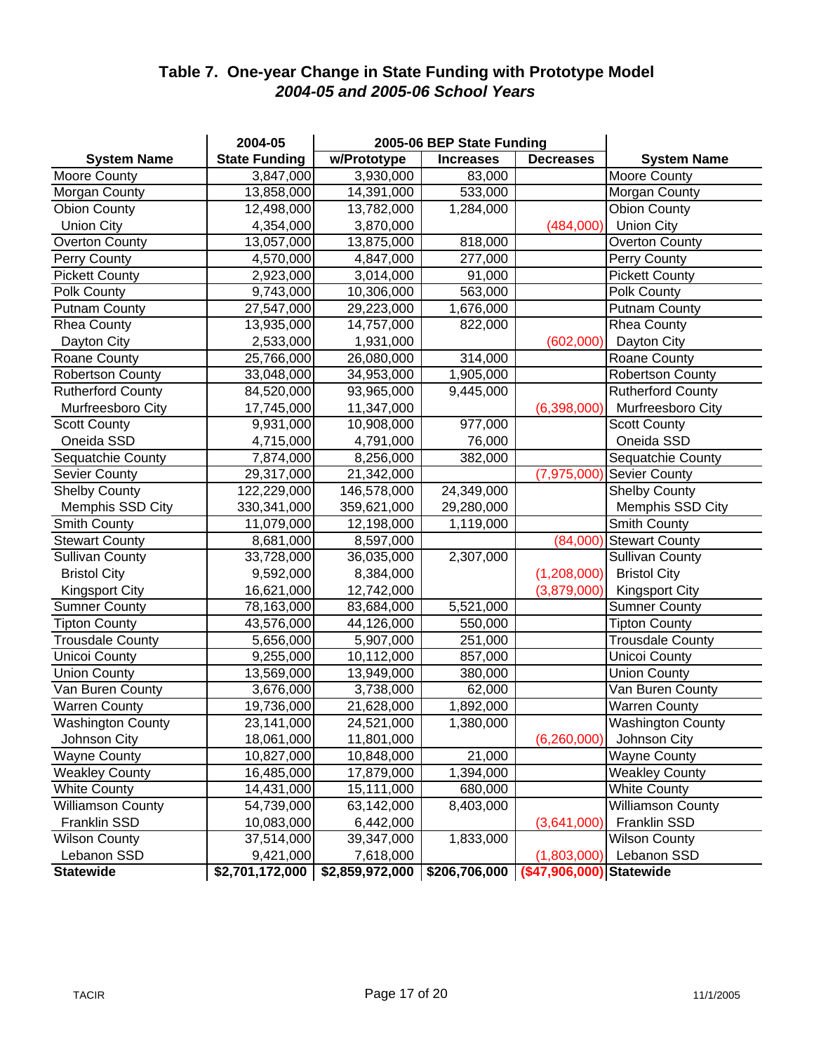## Table 7. One-year Change in State Funding with Prototype Model

### *2004-05 and 2005-06 School Years*

| System Name | 2004-05 State Funding | 2005-06 BEP State Funding w/Prototype | Increases | Decreases | System Name |
|---|---|---|---|---|---|
| Moore County | 3,847,000 | 3,930,000 | 83,000 | | Moore County |
| Morgan County | 13,858,000 | 14,391,000 | 533,000 | | Morgan County |
| Obion County | 12,498,000 | 13,782,000 | 1,284,000 | | Obion County |
| Union City | 4,354,000 | 3,870,000 | | (484,000) | Union City |
| Overton County | 13,057,000 | 13,875,000 | 818,000 | | Overton County |
| Perry County | 4,570,000 | 4,847,000 | 277,000 | | Perry County |
| Pickett County | 2,923,000 | 3,014,000 | 91,000 | | Pickett County |
| Polk County | 9,743,000 | 10,306,000 | 563,000 | | Polk County |
| Putnam County | 27,547,000 | 29,223,000 | 1,676,000 | | Putnam County |
| Rhea County | 13,935,000 | 14,757,000 | 822,000 | | Rhea County |
| Dayton City | 2,533,000 | 1,931,000 | | (602,000) | Dayton City |
| Roane County | 25,766,000 | 26,080,000 | 314,000 | | Roane County |
| Robertson County | 33,048,000 | 34,953,000 | 1,905,000 | | Robertson County |
| Rutherford County | 84,520,000 | 93,965,000 | 9,445,000 | | Rutherford County |
| Murfreesboro City | 17,745,000 | 11,347,000 | | (6,398,000) | Murfreesboro City |
| Scott County | 9,931,000 | 10,908,000 | 977,000 | | Scott County |
| Oneida SSD | 4,715,000 | 4,791,000 | 76,000 | | Oneida SSD |
| Sequatchie County | 7,874,000 | 8,256,000 | 382,000 | | Sequatchie County |
| Sevier County | 29,317,000 | 21,342,000 | | (7,975,000) | Sevier County |
| Shelby County | 122,229,000 | 146,578,000 | 24,349,000 | | Shelby County |
| Memphis SSD City | 330,341,000 | 359,621,000 | 29,280,000 | | Memphis SSD City |
| Smith County | 11,079,000 | 12,198,000 | 1,119,000 | | Smith County |
| Stewart County | 8,681,000 | 8,597,000 | | (84,000) | Stewart County |
| Sullivan County | 33,728,000 | 36,035,000 | 2,307,000 | | Sullivan County |
| Bristol City | 9,592,000 | 8,384,000 | | (1,208,000) | Bristol City |
| Kingsport City | 16,621,000 | 12,742,000 | | (3,879,000) | Kingsport City |
| Sumner County | 78,163,000 | 83,684,000 | 5,521,000 | | Sumner County |
| Tipton County | 43,576,000 | 44,126,000 | 550,000 | | Tipton County |
| Trousdale County | 5,656,000 | 5,907,000 | 251,000 | | Trousdale County |
| Unicoi County | 9,255,000 | 10,112,000 | 857,000 | | Unicoi County |
| Union County | 13,569,000 | 13,949,000 | 380,000 | | Union County |
| Van Buren County | 3,676,000 | 3,738,000 | 62,000 | | Van Buren County |
| Warren County | 19,736,000 | 21,628,000 | 1,892,000 | | Warren County |
| Washington County | 23,141,000 | 24,521,000 | 1,380,000 | | Washington County |
| Johnson City | 18,061,000 | 11,801,000 | | (6,260,000) | Johnson City |
| Wayne County | 10,827,000 | 10,848,000 | 21,000 | | Wayne County |
| Weakley County | 16,485,000 | 17,879,000 | 1,394,000 | | Weakley County |
| White County | 14,431,000 | 15,111,000 | 680,000 | | White County |
| Williamson County | 54,739,000 | 63,142,000 | 8,403,000 | | Williamson County |
| Franklin SSD | 10,083,000 | 6,442,000 | | (3,641,000) | Franklin SSD |
| Wilson County | 37,514,000 | 39,347,000 | 1,833,000 | | Wilson County |
| Lebanon SSD | 9,421,000 | 7,618,000 | | (1,803,000) | Lebanon SSD |
| **Statewide** | **$2,701,172,000** | **$2,859,972,000** | **$206,706,000** | **($47,906,000)** | **Statewide** |